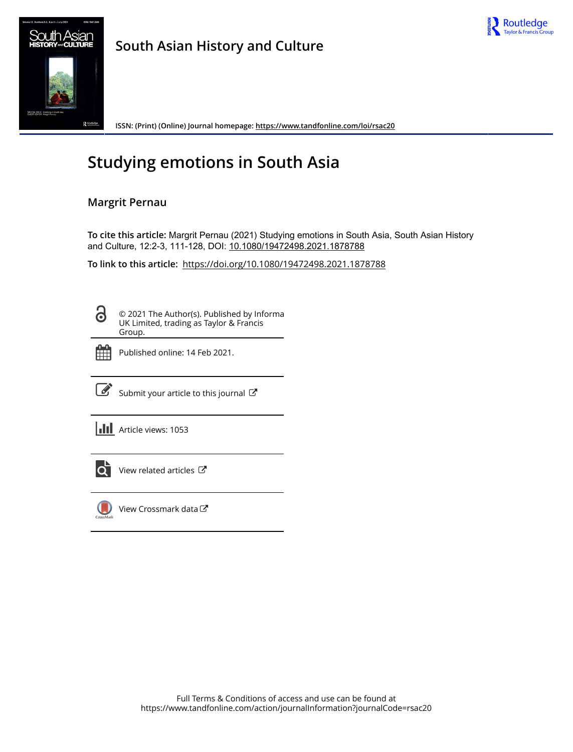# Studying emotions in South Asia

## Margrit Pernau

**To cite this article:** Margrit Pernau (2021) Studying emotions in South Asia, South Asian History and Culture, 12:2-3, 111-128, DOI: 10.1080/19472498.2021.1878788

**To link to this article:** https://doi.org/10.1080/19472498.2021.1878788

© 2021 The Author(s). Published by Informa UK Limited, trading as Taylor & Francis Group.

Published online: 14 Feb 2021.

Submit your article to this journal

Article views: 1053

View related articles

View Crossmark data

Full Terms & Conditions of access and use can be found at https://www.tandfonline.com/action/journalInformation?journalCode=rsac20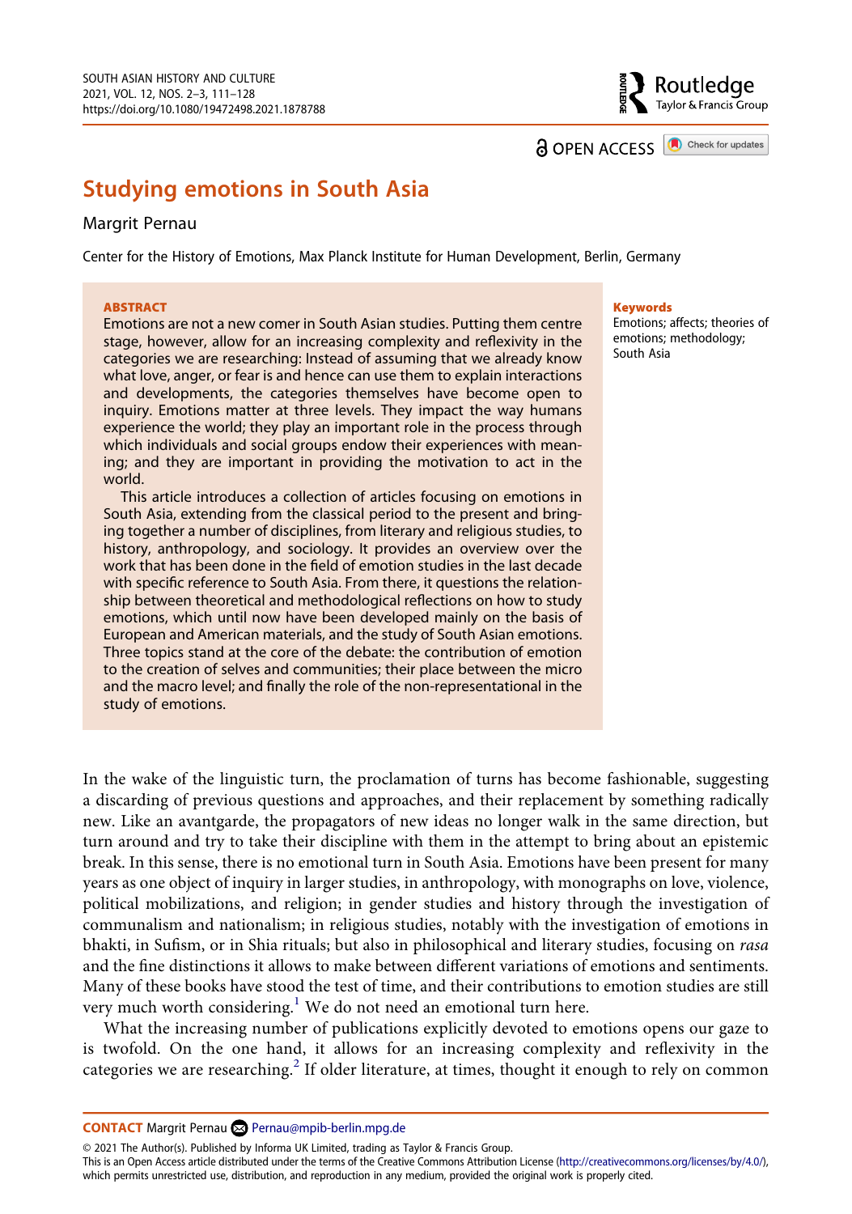# Studying emotions in South Asia

Margrit Pernau

Center for the History of Emotions, Max Planck Institute for Human Development, Berlin, Germany

**ABSTRACT**

Emotions are not a new comer in South Asian studies. Putting them centre stage, however, allow for an increasing complexity and reflexivity in the categories we are researching: Instead of assuming that we already know what love, anger, or fear is and hence can use them to explain interactions and developments, the categories themselves have become open to inquiry. Emotions matter at three levels. They impact the way humans experience the world; they play an important role in the process through which individuals and social groups endow their experiences with meaning; and they are important in providing the motivation to act in the world.

This article introduces a collection of articles focusing on emotions in South Asia, extending from the classical period to the present and bringing together a number of disciplines, from literary and religious studies, to history, anthropology, and sociology. It provides an overview over the work that has been done in the field of emotion studies in the last decade with specific reference to South Asia. From there, it questions the relationship between theoretical and methodological reflections on how to study emotions, which until now have been developed mainly on the basis of European and American materials, and the study of South Asian emotions. Three topics stand at the core of the debate: the contribution of emotion to the creation of selves and communities; their place between the micro and the macro level; and finally the role of the non-representational in the study of emotions.

**Keywords**

Emotions; affects; theories of emotions; methodology; South Asia

In the wake of the linguistic turn, the proclamation of turns has become fashionable, suggesting a discarding of previous questions and approaches, and their replacement by something radically new. Like an avantgarde, the propagators of new ideas no longer walk in the same direction, but turn around and try to take their discipline with them in the attempt to bring about an epistemic break. In this sense, there is no emotional turn in South Asia. Emotions have been present for many years as one object of inquiry in larger studies, in anthropology, with monographs on love, violence, political mobilizations, and religion; in gender studies and history through the investigation of communalism and nationalism; in religious studies, notably with the investigation of emotions in bhakti, in Sufism, or in Shia rituals; but also in philosophical and literary studies, focusing on *rasa* and the fine distinctions it allows to make between different variations of emotions and sentiments. Many of these books have stood the test of time, and their contributions to emotion studies are still very much worth considering.[1] We do not need an emotional turn here.

What the increasing number of publications explicitly devoted to emotions opens our gaze to is twofold. On the one hand, it allows for an increasing complexity and reflexivity in the categories we are researching.[2] If older literature, at times, thought it enough to rely on common

**CONTACT** Margrit Pernau Pernau@mpib-berlin.mpg.de

© 2021 The Author(s). Published by Informa UK Limited, trading as Taylor & Francis Group.
This is an Open Access article distributed under the terms of the Creative Commons Attribution License (http://creativecommons.org/licenses/by/4.0/), which permits unrestricted use, distribution, and reproduction in any medium, provided the original work is properly cited.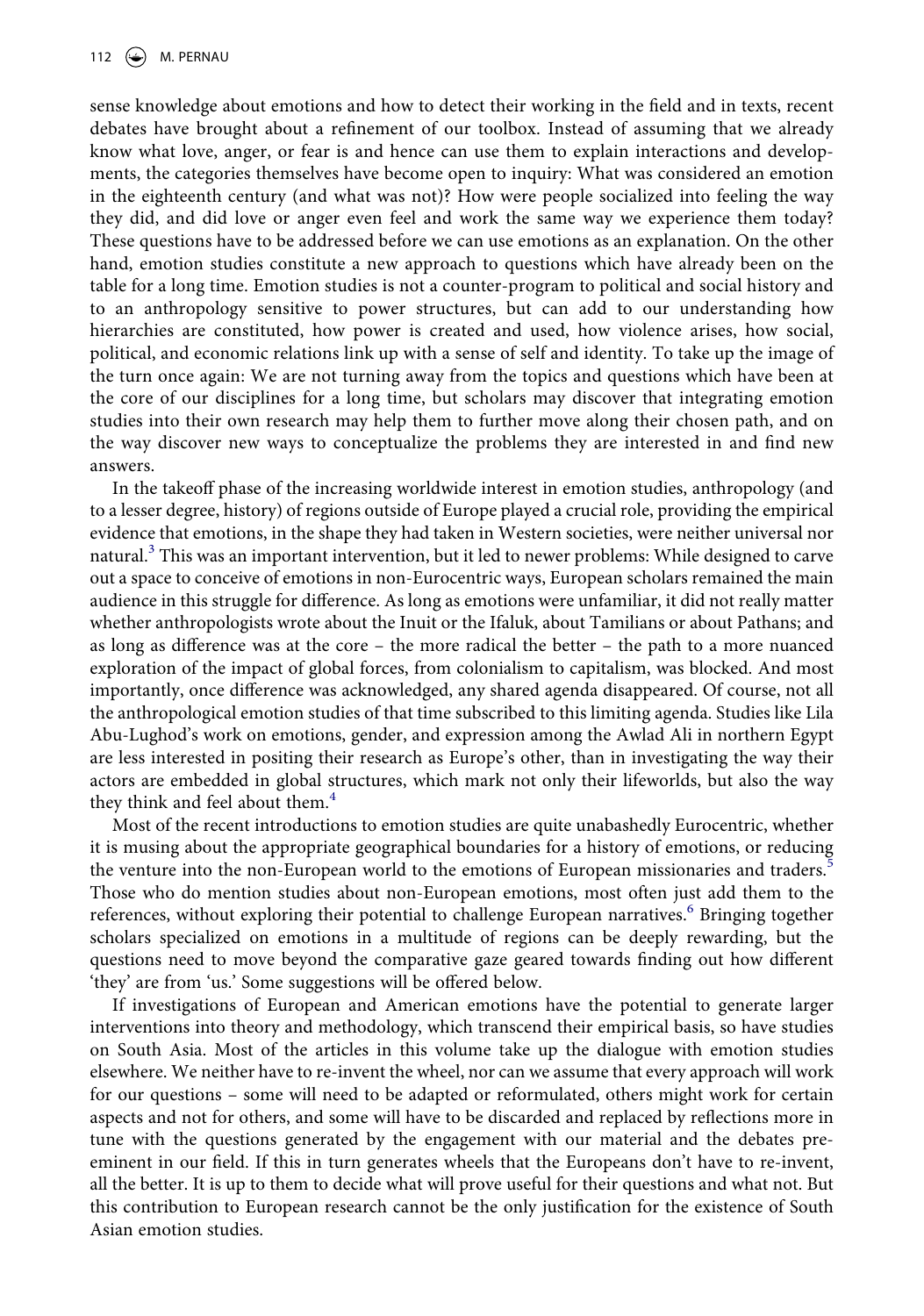sense knowledge about emotions and how to detect their working in the field and in texts, recent debates have brought about a refinement of our toolbox. Instead of assuming that we already know what love, anger, or fear is and hence can use them to explain interactions and developments, the categories themselves have become open to inquiry: What was considered an emotion in the eighteenth century (and what was not)? How were people socialized into feeling the way they did, and did love or anger even feel and work the same way we experience them today? These questions have to be addressed before we can use emotions as an explanation. On the other hand, emotion studies constitute a new approach to questions which have already been on the table for a long time. Emotion studies is not a counter-program to political and social history and to an anthropology sensitive to power structures, but can add to our understanding how hierarchies are constituted, how power is created and used, how violence arises, how social, political, and economic relations link up with a sense of self and identity. To take up the image of the turn once again: We are not turning away from the topics and questions which have been at the core of our disciplines for a long time, but scholars may discover that integrating emotion studies into their own research may help them to further move along their chosen path, and on the way discover new ways to conceptualize the problems they are interested in and find new answers.

In the takeoff phase of the increasing worldwide interest in emotion studies, anthropology (and to a lesser degree, history) of regions outside of Europe played a crucial role, providing the empirical evidence that emotions, in the shape they had taken in Western societies, were neither universal nor natural.[3] This was an important intervention, but it led to newer problems: While designed to carve out a space to conceive of emotions in non-Eurocentric ways, European scholars remained the main audience in this struggle for difference. As long as emotions were unfamiliar, it did not really matter whether anthropologists wrote about the Inuit or the Ifaluk, about Tamilians or about Pathans; and as long as difference was at the core – the more radical the better – the path to a more nuanced exploration of the impact of global forces, from colonialism to capitalism, was blocked. And most importantly, once difference was acknowledged, any shared agenda disappeared. Of course, not all the anthropological emotion studies of that time subscribed to this limiting agenda. Studies like Lila Abu-Lughod's work on emotions, gender, and expression among the Awlad Ali in northern Egypt are less interested in positing their research as Europe's other, than in investigating the way their actors are embedded in global structures, which mark not only their lifeworlds, but also the way they think and feel about them.[4]

Most of the recent introductions to emotion studies are quite unabashedly Eurocentric, whether it is musing about the appropriate geographical boundaries for a history of emotions, or reducing the venture into the non-European world to the emotions of European missionaries and traders.[5] Those who do mention studies about non-European emotions, most often just add them to the references, without exploring their potential to challenge European narratives.[6] Bringing together scholars specialized on emotions in a multitude of regions can be deeply rewarding, but the questions need to move beyond the comparative gaze geared towards finding out how different 'they' are from 'us.' Some suggestions will be offered below.

If investigations of European and American emotions have the potential to generate larger interventions into theory and methodology, which transcend their empirical basis, so have studies on South Asia. Most of the articles in this volume take up the dialogue with emotion studies elsewhere. We neither have to re-invent the wheel, nor can we assume that every approach will work for our questions – some will need to be adapted or reformulated, others might work for certain aspects and not for others, and some will have to be discarded and replaced by reflections more in tune with the questions generated by the engagement with our material and the debates pre-eminent in our field. If this in turn generates wheels that the Europeans don't have to re-invent, all the better. It is up to them to decide what will prove useful for their questions and what not. But this contribution to European research cannot be the only justification for the existence of South Asian emotion studies.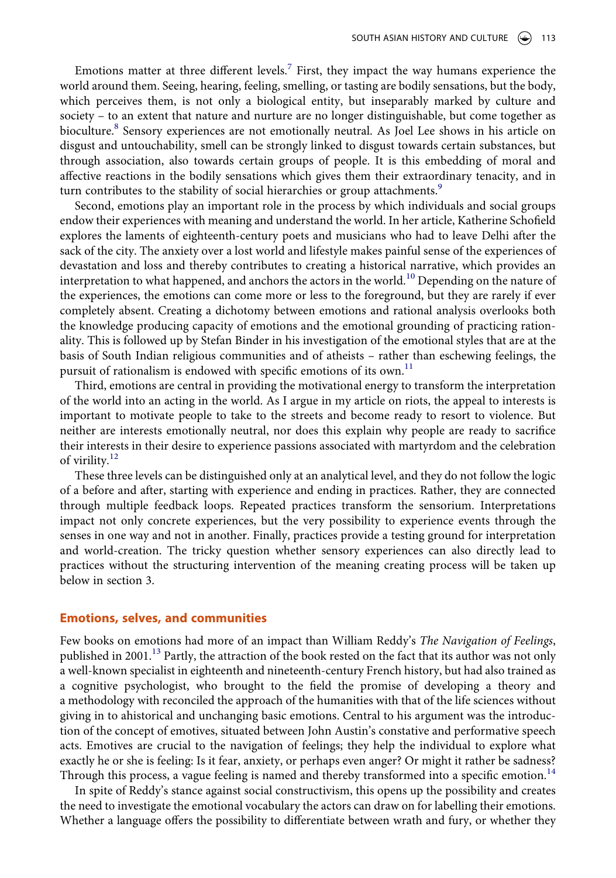Emotions matter at three different levels.[7] First, they impact the way humans experience the world around them. Seeing, hearing, feeling, smelling, or tasting are bodily sensations, but the body, which perceives them, is not only a biological entity, but inseparably marked by culture and society – to an extent that nature and nurture are no longer distinguishable, but come together as bioculture.[8] Sensory experiences are not emotionally neutral. As Joel Lee shows in his article on disgust and untouchability, smell can be strongly linked to disgust towards certain substances, but through association, also towards certain groups of people. It is this embedding of moral and affective reactions in the bodily sensations which gives them their extraordinary tenacity, and in turn contributes to the stability of social hierarchies or group attachments.[9]

Second, emotions play an important role in the process by which individuals and social groups endow their experiences with meaning and understand the world. In her article, Katherine Schofield explores the laments of eighteenth-century poets and musicians who had to leave Delhi after the sack of the city. The anxiety over a lost world and lifestyle makes painful sense of the experiences of devastation and loss and thereby contributes to creating a historical narrative, which provides an interpretation to what happened, and anchors the actors in the world.[10] Depending on the nature of the experiences, the emotions can come more or less to the foreground, but they are rarely if ever completely absent. Creating a dichotomy between emotions and rational analysis overlooks both the knowledge producing capacity of emotions and the emotional grounding of practicing rationality. This is followed up by Stefan Binder in his investigation of the emotional styles that are at the basis of South Indian religious communities and of atheists – rather than eschewing feelings, the pursuit of rationalism is endowed with specific emotions of its own.[11]

Third, emotions are central in providing the motivational energy to transform the interpretation of the world into an acting in the world. As I argue in my article on riots, the appeal to interests is important to motivate people to take to the streets and become ready to resort to violence. But neither are interests emotionally neutral, nor does this explain why people are ready to sacrifice their interests in their desire to experience passions associated with martyrdom and the celebration of virility.[12]

These three levels can be distinguished only at an analytical level, and they do not follow the logic of a before and after, starting with experience and ending in practices. Rather, they are connected through multiple feedback loops. Repeated practices transform the sensorium. Interpretations impact not only concrete experiences, but the very possibility to experience events through the senses in one way and not in another. Finally, practices provide a testing ground for interpretation and world-creation. The tricky question whether sensory experiences can also directly lead to practices without the structuring intervention of the meaning creating process will be taken up below in section 3.

## Emotions, selves, and communities

Few books on emotions had more of an impact than William Reddy's *The Navigation of Feelings*, published in 2001.[13] Partly, the attraction of the book rested on the fact that its author was not only a well-known specialist in eighteenth and nineteenth-century French history, but had also trained as a cognitive psychologist, who brought to the field the promise of developing a theory and a methodology with reconciled the approach of the humanities with that of the life sciences without giving in to ahistorical and unchanging basic emotions. Central to his argument was the introduction of the concept of emotives, situated between John Austin's constative and performative speech acts. Emotives are crucial to the navigation of feelings; they help the individual to explore what exactly he or she is feeling: Is it fear, anxiety, or perhaps even anger? Or might it rather be sadness? Through this process, a vague feeling is named and thereby transformed into a specific emotion.[14]

In spite of Reddy's stance against social constructivism, this opens up the possibility and creates the need to investigate the emotional vocabulary the actors can draw on for labelling their emotions. Whether a language offers the possibility to differentiate between wrath and fury, or whether they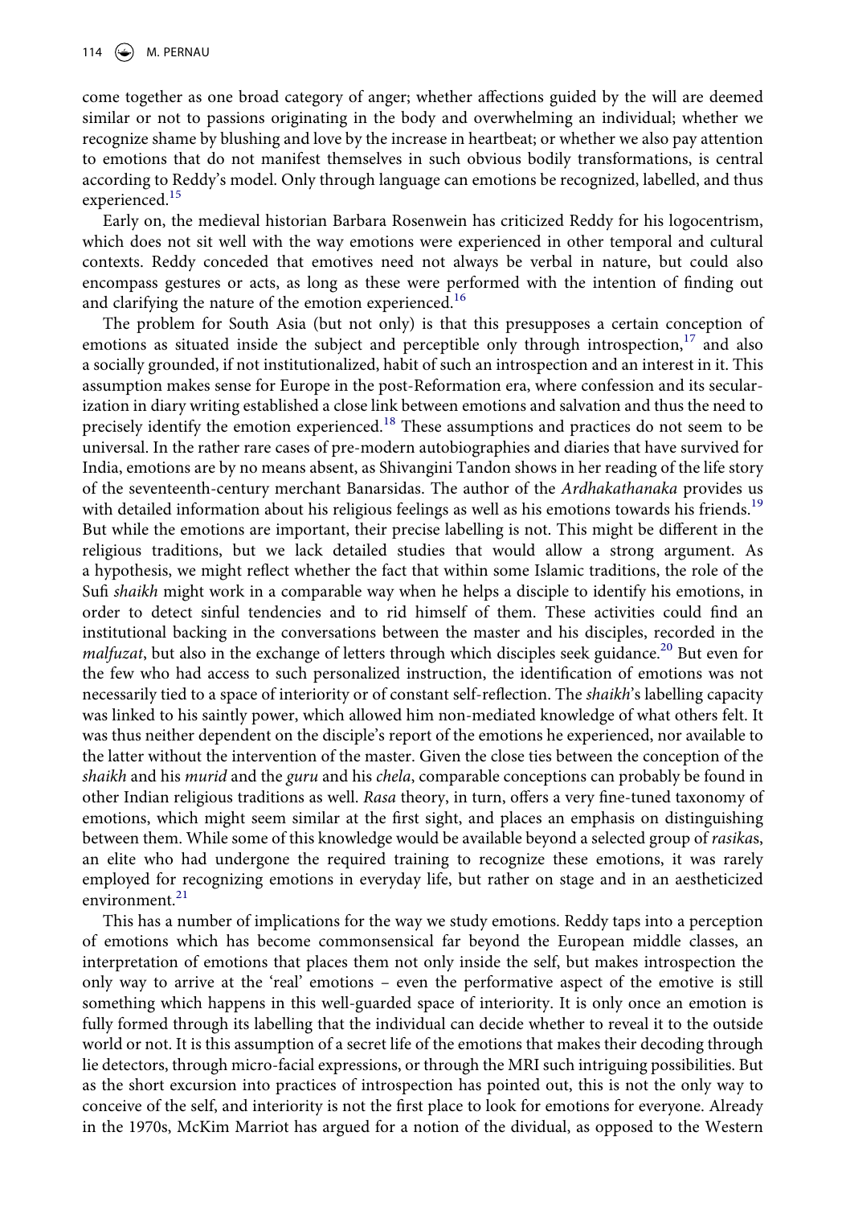come together as one broad category of anger; whether affections guided by the will are deemed similar or not to passions originating in the body and overwhelming an individual; whether we recognize shame by blushing and love by the increase in heartbeat; or whether we also pay attention to emotions that do not manifest themselves in such obvious bodily transformations, is central according to Reddy's model. Only through language can emotions be recognized, labelled, and thus experienced.[15]

Early on, the medieval historian Barbara Rosenwein has criticized Reddy for his logocentrism, which does not sit well with the way emotions were experienced in other temporal and cultural contexts. Reddy conceded that emotives need not always be verbal in nature, but could also encompass gestures or acts, as long as these were performed with the intention of finding out and clarifying the nature of the emotion experienced.[16]

The problem for South Asia (but not only) is that this presupposes a certain conception of emotions as situated inside the subject and perceptible only through introspection,[17] and also a socially grounded, if not institutionalized, habit of such an introspection and an interest in it. This assumption makes sense for Europe in the post-Reformation era, where confession and its secularization in diary writing established a close link between emotions and salvation and thus the need to precisely identify the emotion experienced.[18] These assumptions and practices do not seem to be universal. In the rather rare cases of pre-modern autobiographies and diaries that have survived for India, emotions are by no means absent, as Shivangini Tandon shows in her reading of the life story of the seventeenth-century merchant Banarsidas. The author of the *Ardhakathanaka* provides us with detailed information about his religious feelings as well as his emotions towards his friends.[19] But while the emotions are important, their precise labelling is not. This might be different in the religious traditions, but we lack detailed studies that would allow a strong argument. As a hypothesis, we might reflect whether the fact that within some Islamic traditions, the role of the Sufi *shaikh* might work in a comparable way when he helps a disciple to identify his emotions, in order to detect sinful tendencies and to rid himself of them. These activities could find an institutional backing in the conversations between the master and his disciples, recorded in the *malfuzat*, but also in the exchange of letters through which disciples seek guidance.[20] But even for the few who had access to such personalized instruction, the identification of emotions was not necessarily tied to a space of interiority or of constant self-reflection. The *shaikh*'s labelling capacity was linked to his saintly power, which allowed him non-mediated knowledge of what others felt. It was thus neither dependent on the disciple's report of the emotions he experienced, nor available to the latter without the intervention of the master. Given the close ties between the conception of the *shaikh* and his *murid* and the *guru* and his *chela*, comparable conceptions can probably be found in other Indian religious traditions as well. *Rasa* theory, in turn, offers a very fine-tuned taxonomy of emotions, which might seem similar at the first sight, and places an emphasis on distinguishing between them. While some of this knowledge would be available beyond a selected group of *rasika*s, an elite who had undergone the required training to recognize these emotions, it was rarely employed for recognizing emotions in everyday life, but rather on stage and in an aestheticized environment.[21]

This has a number of implications for the way we study emotions. Reddy taps into a perception of emotions which has become commonsensical far beyond the European middle classes, an interpretation of emotions that places them not only inside the self, but makes introspection the only way to arrive at the 'real' emotions – even the performative aspect of the emotive is still something which happens in this well-guarded space of interiority. It is only once an emotion is fully formed through its labelling that the individual can decide whether to reveal it to the outside world or not. It is this assumption of a secret life of the emotions that makes their decoding through lie detectors, through micro-facial expressions, or through the MRI such intriguing possibilities. But as the short excursion into practices of introspection has pointed out, this is not the only way to conceive of the self, and interiority is not the first place to look for emotions for everyone. Already in the 1970s, McKim Marriot has argued for a notion of the dividual, as opposed to the Western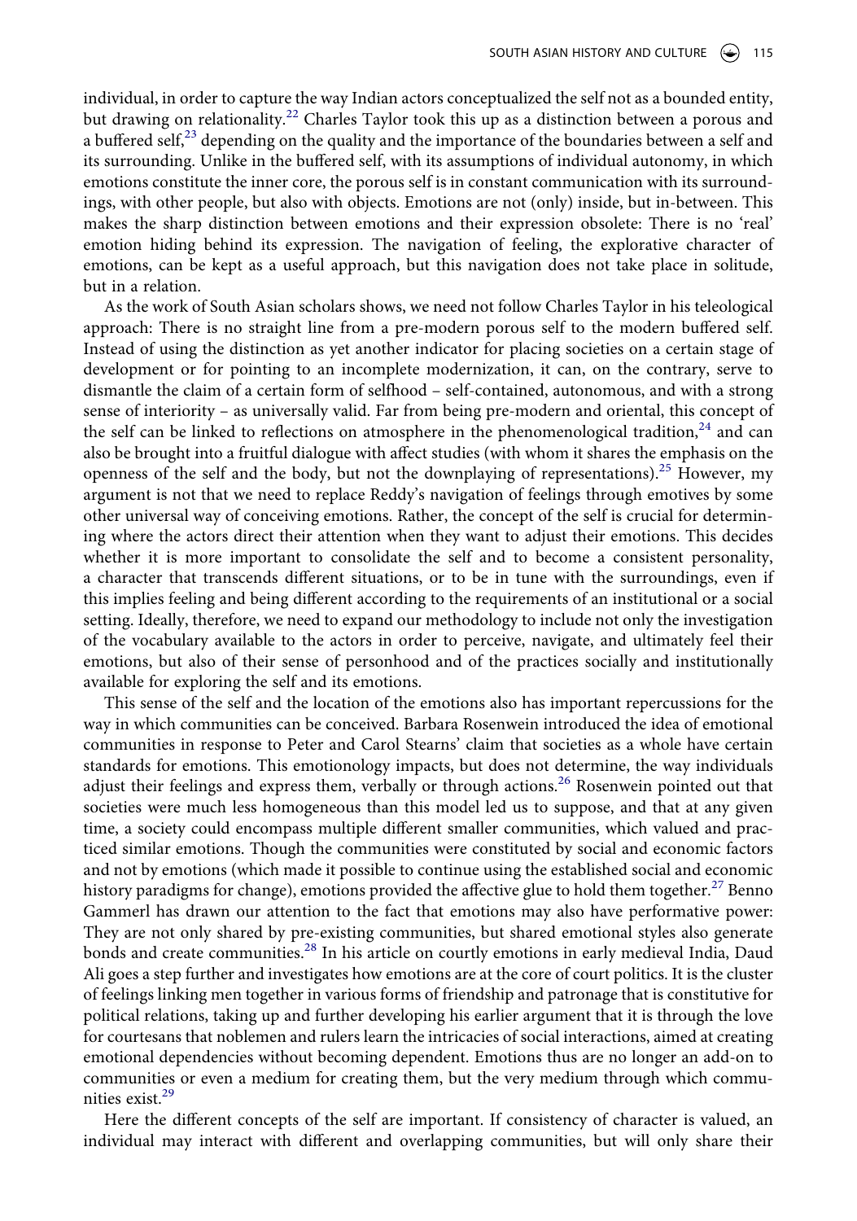individual, in order to capture the way Indian actors conceptualized the self not as a bounded entity, but drawing on relationality.[22] Charles Taylor took this up as a distinction between a porous and a buffered self,[23] depending on the quality and the importance of the boundaries between a self and its surrounding. Unlike in the buffered self, with its assumptions of individual autonomy, in which emotions constitute the inner core, the porous self is in constant communication with its surroundings, with other people, but also with objects. Emotions are not (only) inside, but in-between. This makes the sharp distinction between emotions and their expression obsolete: There is no 'real' emotion hiding behind its expression. The navigation of feeling, the explorative character of emotions, can be kept as a useful approach, but this navigation does not take place in solitude, but in a relation.

As the work of South Asian scholars shows, we need not follow Charles Taylor in his teleological approach: There is no straight line from a pre-modern porous self to the modern buffered self. Instead of using the distinction as yet another indicator for placing societies on a certain stage of development or for pointing to an incomplete modernization, it can, on the contrary, serve to dismantle the claim of a certain form of selfhood – self-contained, autonomous, and with a strong sense of interiority – as universally valid. Far from being pre-modern and oriental, this concept of the self can be linked to reflections on atmosphere in the phenomenological tradition,[24] and can also be brought into a fruitful dialogue with affect studies (with whom it shares the emphasis on the openness of the self and the body, but not the downplaying of representations).[25] However, my argument is not that we need to replace Reddy's navigation of feelings through emotives by some other universal way of conceiving emotions. Rather, the concept of the self is crucial for determining where the actors direct their attention when they want to adjust their emotions. This decides whether it is more important to consolidate the self and to become a consistent personality, a character that transcends different situations, or to be in tune with the surroundings, even if this implies feeling and being different according to the requirements of an institutional or a social setting. Ideally, therefore, we need to expand our methodology to include not only the investigation of the vocabulary available to the actors in order to perceive, navigate, and ultimately feel their emotions, but also of their sense of personhood and of the practices socially and institutionally available for exploring the self and its emotions.

This sense of the self and the location of the emotions also has important repercussions for the way in which communities can be conceived. Barbara Rosenwein introduced the idea of emotional communities in response to Peter and Carol Stearns' claim that societies as a whole have certain standards for emotions. This emotionology impacts, but does not determine, the way individuals adjust their feelings and express them, verbally or through actions.[26] Rosenwein pointed out that societies were much less homogeneous than this model led us to suppose, and that at any given time, a society could encompass multiple different smaller communities, which valued and practiced similar emotions. Though the communities were constituted by social and economic factors and not by emotions (which made it possible to continue using the established social and economic history paradigms for change), emotions provided the affective glue to hold them together.[27] Benno Gammerl has drawn our attention to the fact that emotions may also have performative power: They are not only shared by pre-existing communities, but shared emotional styles also generate bonds and create communities.[28] In his article on courtly emotions in early medieval India, Daud Ali goes a step further and investigates how emotions are at the core of court politics. It is the cluster of feelings linking men together in various forms of friendship and patronage that is constitutive for political relations, taking up and further developing his earlier argument that it is through the love for courtesans that noblemen and rulers learn the intricacies of social interactions, aimed at creating emotional dependencies without becoming dependent. Emotions thus are no longer an add-on to communities or even a medium for creating them, but the very medium through which communities exist.[29]

Here the different concepts of the self are important. If consistency of character is valued, an individual may interact with different and overlapping communities, but will only share their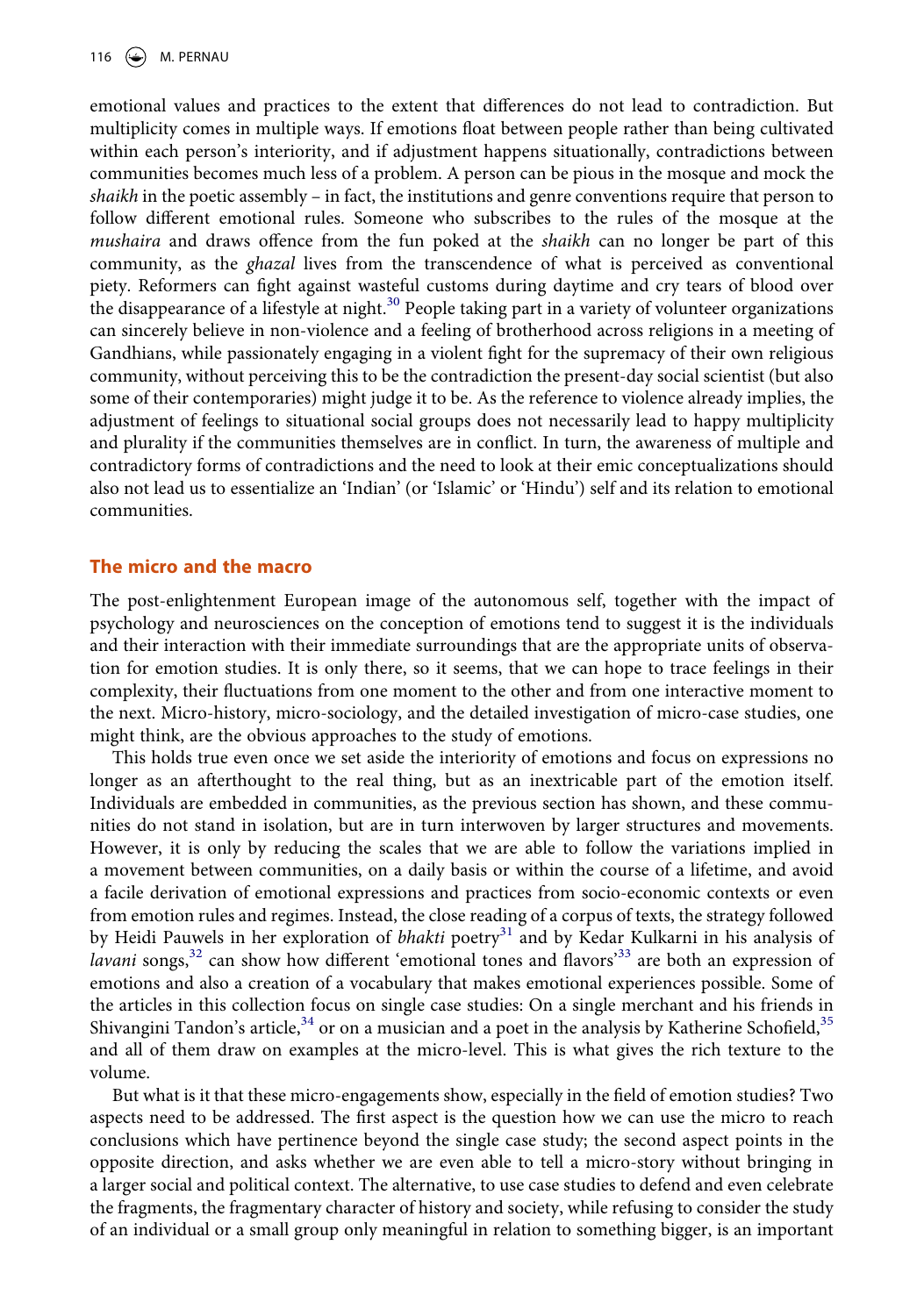emotional values and practices to the extent that differences do not lead to contradiction. But multiplicity comes in multiple ways. If emotions float between people rather than being cultivated within each person's interiority, and if adjustment happens situationally, contradictions between communities becomes much less of a problem. A person can be pious in the mosque and mock the *shaikh* in the poetic assembly – in fact, the institutions and genre conventions require that person to follow different emotional rules. Someone who subscribes to the rules of the mosque at the *mushaira* and draws offence from the fun poked at the *shaikh* can no longer be part of this community, as the *ghazal* lives from the transcendence of what is perceived as conventional piety. Reformers can fight against wasteful customs during daytime and cry tears of blood over the disappearance of a lifestyle at night.[30] People taking part in a variety of volunteer organizations can sincerely believe in non-violence and a feeling of brotherhood across religions in a meeting of Gandhians, while passionately engaging in a violent fight for the supremacy of their own religious community, without perceiving this to be the contradiction the present-day social scientist (but also some of their contemporaries) might judge it to be. As the reference to violence already implies, the adjustment of feelings to situational social groups does not necessarily lead to happy multiplicity and plurality if the communities themselves are in conflict. In turn, the awareness of multiple and contradictory forms of contradictions and the need to look at their emic conceptualizations should also not lead us to essentialize an 'Indian' (or 'Islamic' or 'Hindu') self and its relation to emotional communities.

## The micro and the macro

The post-enlightenment European image of the autonomous self, together with the impact of psychology and neurosciences on the conception of emotions tend to suggest it is the individuals and their interaction with their immediate surroundings that are the appropriate units of observation for emotion studies. It is only there, so it seems, that we can hope to trace feelings in their complexity, their fluctuations from one moment to the other and from one interactive moment to the next. Micro-history, micro-sociology, and the detailed investigation of micro-case studies, one might think, are the obvious approaches to the study of emotions.

This holds true even once we set aside the interiority of emotions and focus on expressions no longer as an afterthought to the real thing, but as an inextricable part of the emotion itself. Individuals are embedded in communities, as the previous section has shown, and these communities do not stand in isolation, but are in turn interwoven by larger structures and movements. However, it is only by reducing the scales that we are able to follow the variations implied in a movement between communities, on a daily basis or within the course of a lifetime, and avoid a facile derivation of emotional expressions and practices from socio-economic contexts or even from emotion rules and regimes. Instead, the close reading of a corpus of texts, the strategy followed by Heidi Pauwels in her exploration of *bhakti* poetry[31] and by Kedar Kulkarni in his analysis of *lavani* songs,[32] can show how different 'emotional tones and flavors'[33] are both an expression of emotions and also a creation of a vocabulary that makes emotional experiences possible. Some of the articles in this collection focus on single case studies: On a single merchant and his friends in Shivangini Tandon's article,[34] or on a musician and a poet in the analysis by Katherine Schofield,[35] and all of them draw on examples at the micro-level. This is what gives the rich texture to the volume.

But what is it that these micro-engagements show, especially in the field of emotion studies? Two aspects need to be addressed. The first aspect is the question how we can use the micro to reach conclusions which have pertinence beyond the single case study; the second aspect points in the opposite direction, and asks whether we are even able to tell a micro-story without bringing in a larger social and political context. The alternative, to use case studies to defend and even celebrate the fragments, the fragmentary character of history and society, while refusing to consider the study of an individual or a small group only meaningful in relation to something bigger, is an important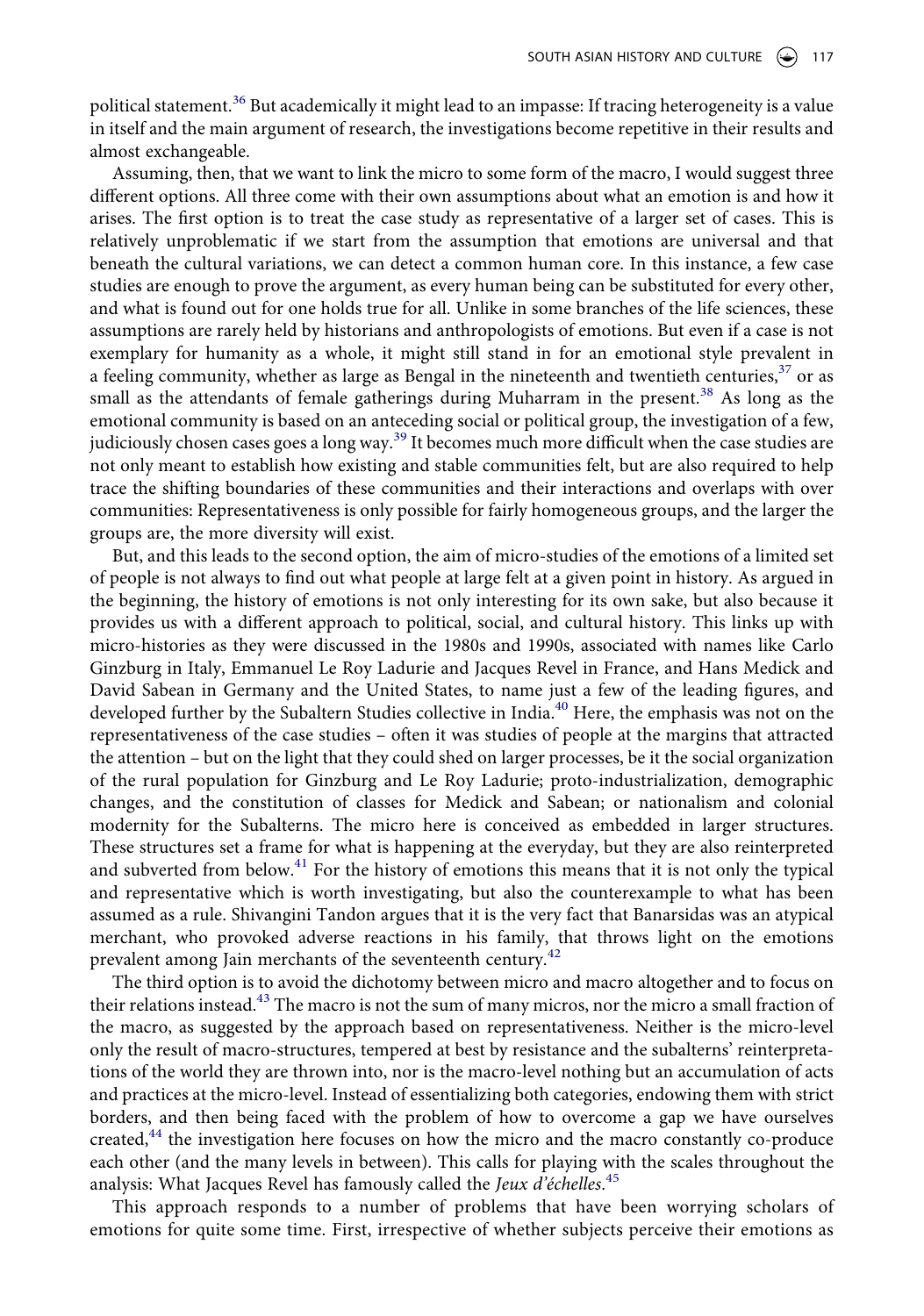political statement.[36] But academically it might lead to an impasse: If tracing heterogeneity is a value in itself and the main argument of research, the investigations become repetitive in their results and almost exchangeable.

Assuming, then, that we want to link the micro to some form of the macro, I would suggest three different options. All three come with their own assumptions about what an emotion is and how it arises. The first option is to treat the case study as representative of a larger set of cases. This is relatively unproblematic if we start from the assumption that emotions are universal and that beneath the cultural variations, we can detect a common human core. In this instance, a few case studies are enough to prove the argument, as every human being can be substituted for every other, and what is found out for one holds true for all. Unlike in some branches of the life sciences, these assumptions are rarely held by historians and anthropologists of emotions. But even if a case is not exemplary for humanity as a whole, it might still stand in for an emotional style prevalent in a feeling community, whether as large as Bengal in the nineteenth and twentieth centuries,[37] or as small as the attendants of female gatherings during Muharram in the present.[38] As long as the emotional community is based on an anteceding social or political group, the investigation of a few, judiciously chosen cases goes a long way.[39] It becomes much more difficult when the case studies are not only meant to establish how existing and stable communities felt, but are also required to help trace the shifting boundaries of these communities and their interactions and overlaps with over communities: Representativeness is only possible for fairly homogeneous groups, and the larger the groups are, the more diversity will exist.

But, and this leads to the second option, the aim of micro-studies of the emotions of a limited set of people is not always to find out what people at large felt at a given point in history. As argued in the beginning, the history of emotions is not only interesting for its own sake, but also because it provides us with a different approach to political, social, and cultural history. This links up with micro-histories as they were discussed in the 1980s and 1990s, associated with names like Carlo Ginzburg in Italy, Emmanuel Le Roy Ladurie and Jacques Revel in France, and Hans Medick and David Sabean in Germany and the United States, to name just a few of the leading figures, and developed further by the Subaltern Studies collective in India.[40] Here, the emphasis was not on the representativeness of the case studies – often it was studies of people at the margins that attracted the attention – but on the light that they could shed on larger processes, be it the social organization of the rural population for Ginzburg and Le Roy Ladurie; proto-industrialization, demographic changes, and the constitution of classes for Medick and Sabean; or nationalism and colonial modernity for the Subalterns. The micro here is conceived as embedded in larger structures. These structures set a frame for what is happening at the everyday, but they are also reinterpreted and subverted from below.[41] For the history of emotions this means that it is not only the typical and representative which is worth investigating, but also the counterexample to what has been assumed as a rule. Shivangini Tandon argues that it is the very fact that Banarsidas was an atypical merchant, who provoked adverse reactions in his family, that throws light on the emotions prevalent among Jain merchants of the seventeenth century.[42]

The third option is to avoid the dichotomy between micro and macro altogether and to focus on their relations instead.[43] The macro is not the sum of many micros, nor the micro a small fraction of the macro, as suggested by the approach based on representativeness. Neither is the micro-level only the result of macro-structures, tempered at best by resistance and the subalterns' reinterpretations of the world they are thrown into, nor is the macro-level nothing but an accumulation of acts and practices at the micro-level. Instead of essentializing both categories, endowing them with strict borders, and then being faced with the problem of how to overcome a gap we have ourselves created,[44] the investigation here focuses on how the micro and the macro constantly co-produce each other (and the many levels in between). This calls for playing with the scales throughout the analysis: What Jacques Revel has famously called the *Jeux d'échelles*.[45]

This approach responds to a number of problems that have been worrying scholars of emotions for quite some time. First, irrespective of whether subjects perceive their emotions as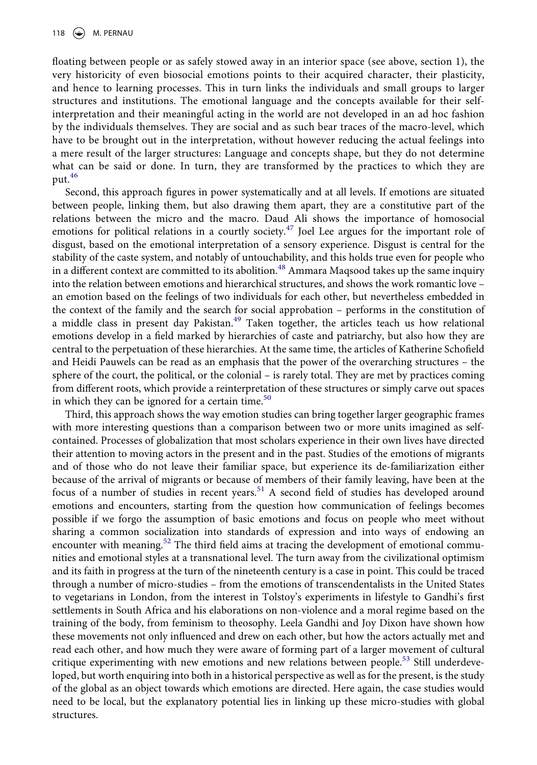floating between people or as safely stowed away in an interior space (see above, section 1), the very historicity of even biosocial emotions points to their acquired character, their plasticity, and hence to learning processes. This in turn links the individuals and small groups to larger structures and institutions. The emotional language and the concepts available for their self-interpretation and their meaningful acting in the world are not developed in an ad hoc fashion by the individuals themselves. They are social and as such bear traces of the macro-level, which have to be brought out in the interpretation, without however reducing the actual feelings into a mere result of the larger structures: Language and concepts shape, but they do not determine what can be said or done. In turn, they are transformed by the practices to which they are put.[46]

Second, this approach figures in power systematically and at all levels. If emotions are situated between people, linking them, but also drawing them apart, they are a constitutive part of the relations between the micro and the macro. Daud Ali shows the importance of homosocial emotions for political relations in a courtly society.[47] Joel Lee argues for the important role of disgust, based on the emotional interpretation of a sensory experience. Disgust is central for the stability of the caste system, and notably of untouchability, and this holds true even for people who in a different context are committed to its abolition.[48] Ammara Maqsood takes up the same inquiry into the relation between emotions and hierarchical structures, and shows the work romantic love – an emotion based on the feelings of two individuals for each other, but nevertheless embedded in the context of the family and the search for social approbation – performs in the constitution of a middle class in present day Pakistan.[49] Taken together, the articles teach us how relational emotions develop in a field marked by hierarchies of caste and patriarchy, but also how they are central to the perpetuation of these hierarchies. At the same time, the articles of Katherine Schofield and Heidi Pauwels can be read as an emphasis that the power of the overarching structures – the sphere of the court, the political, or the colonial – is rarely total. They are met by practices coming from different roots, which provide a reinterpretation of these structures or simply carve out spaces in which they can be ignored for a certain time.[50]

Third, this approach shows the way emotion studies can bring together larger geographic frames with more interesting questions than a comparison between two or more units imagined as self-contained. Processes of globalization that most scholars experience in their own lives have directed their attention to moving actors in the present and in the past. Studies of the emotions of migrants and of those who do not leave their familiar space, but experience its de-familiarization either because of the arrival of migrants or because of members of their family leaving, have been at the focus of a number of studies in recent years.[51] A second field of studies has developed around emotions and encounters, starting from the question how communication of feelings becomes possible if we forgo the assumption of basic emotions and focus on people who meet without sharing a common socialization into standards of expression and into ways of endowing an encounter with meaning.[52] The third field aims at tracing the development of emotional communities and emotional styles at a transnational level. The turn away from the civilizational optimism and its faith in progress at the turn of the nineteenth century is a case in point. This could be traced through a number of micro-studies – from the emotions of transcendentalists in the United States to vegetarians in London, from the interest in Tolstoy's experiments in lifestyle to Gandhi's first settlements in South Africa and his elaborations on non-violence and a moral regime based on the training of the body, from feminism to theosophy. Leela Gandhi and Joy Dixon have shown how these movements not only influenced and drew on each other, but how the actors actually met and read each other, and how much they were aware of forming part of a larger movement of cultural critique experimenting with new emotions and new relations between people.[53] Still underdeveloped, but worth enquiring into both in a historical perspective as well as for the present, is the study of the global as an object towards which emotions are directed. Here again, the case studies would need to be local, but the explanatory potential lies in linking up these micro-studies with global structures.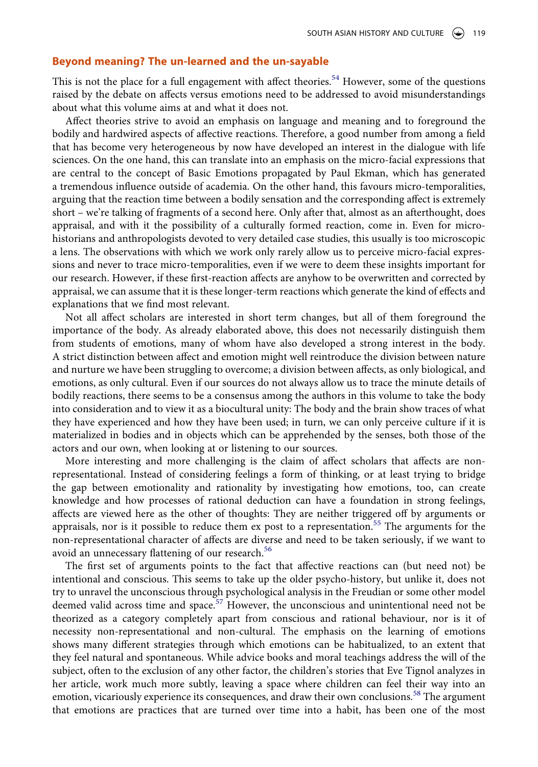## Beyond meaning? The un-learned and the un-sayable

This is not the place for a full engagement with affect theories.[54] However, some of the questions raised by the debate on affects versus emotions need to be addressed to avoid misunderstandings about what this volume aims at and what it does not.

Affect theories strive to avoid an emphasis on language and meaning and to foreground the bodily and hardwired aspects of affective reactions. Therefore, a good number from among a field that has become very heterogeneous by now have developed an interest in the dialogue with life sciences. On the one hand, this can translate into an emphasis on the micro-facial expressions that are central to the concept of Basic Emotions propagated by Paul Ekman, which has generated a tremendous influence outside of academia. On the other hand, this favours micro-temporalities, arguing that the reaction time between a bodily sensation and the corresponding affect is extremely short – we're talking of fragments of a second here. Only after that, almost as an afterthought, does appraisal, and with it the possibility of a culturally formed reaction, come in. Even for micro-historians and anthropologists devoted to very detailed case studies, this usually is too microscopic a lens. The observations with which we work only rarely allow us to perceive micro-facial expressions and never to trace micro-temporalities, even if we were to deem these insights important for our research. However, if these first-reaction affects are anyhow to be overwritten and corrected by appraisal, we can assume that it is these longer-term reactions which generate the kind of effects and explanations that we find most relevant.

Not all affect scholars are interested in short term changes, but all of them foreground the importance of the body. As already elaborated above, this does not necessarily distinguish them from students of emotions, many of whom have also developed a strong interest in the body. A strict distinction between affect and emotion might well reintroduce the division between nature and nurture we have been struggling to overcome; a division between affects, as only biological, and emotions, as only cultural. Even if our sources do not always allow us to trace the minute details of bodily reactions, there seems to be a consensus among the authors in this volume to take the body into consideration and to view it as a biocultural unity: The body and the brain show traces of what they have experienced and how they have been used; in turn, we can only perceive culture if it is materialized in bodies and in objects which can be apprehended by the senses, both those of the actors and our own, when looking at or listening to our sources.

More interesting and more challenging is the claim of affect scholars that affects are non-representational. Instead of considering feelings a form of thinking, or at least trying to bridge the gap between emotionality and rationality by investigating how emotions, too, can create knowledge and how processes of rational deduction can have a foundation in strong feelings, affects are viewed here as the other of thoughts: They are neither triggered off by arguments or appraisals, nor is it possible to reduce them ex post to a representation.[55] The arguments for the non-representational character of affects are diverse and need to be taken seriously, if we want to avoid an unnecessary flattening of our research.[56]

The first set of arguments points to the fact that affective reactions can (but need not) be intentional and conscious. This seems to take up the older psycho-history, but unlike it, does not try to unravel the unconscious through psychological analysis in the Freudian or some other model deemed valid across time and space.[57] However, the unconscious and unintentional need not be theorized as a category completely apart from conscious and rational behaviour, nor is it of necessity non-representational and non-cultural. The emphasis on the learning of emotions shows many different strategies through which emotions can be habitualized, to an extent that they feel natural and spontaneous. While advice books and moral teachings address the will of the subject, often to the exclusion of any other factor, the children's stories that Eve Tignol analyzes in her article, work much more subtly, leaving a space where children can feel their way into an emotion, vicariously experience its consequences, and draw their own conclusions.[58] The argument that emotions are practices that are turned over time into a habit, has been one of the most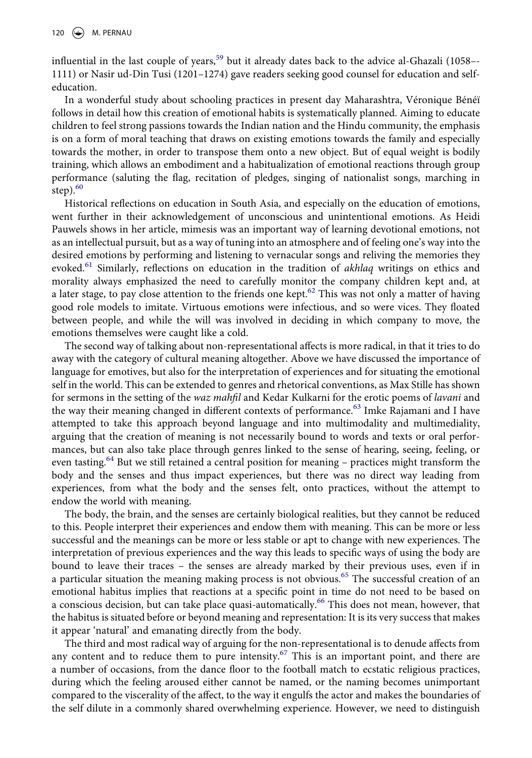influential in the last couple of years,[59] but it already dates back to the advice al-Ghazali (1058–-1111) or Nasir ud-Din Tusi (1201–1274) gave readers seeking good counsel for education and self-education.

In a wonderful study about schooling practices in present day Maharashtra, Véronique Bénéï follows in detail how this creation of emotional habits is systematically planned. Aiming to educate children to feel strong passions towards the Indian nation and the Hindu community, the emphasis is on a form of moral teaching that draws on existing emotions towards the family and especially towards the mother, in order to transpose them onto a new object. But of equal weight is bodily training, which allows an embodiment and a habitualization of emotional reactions through group performance (saluting the flag, recitation of pledges, singing of nationalist songs, marching in step).[60]

Historical reflections on education in South Asia, and especially on the education of emotions, went further in their acknowledgement of unconscious and unintentional emotions. As Heidi Pauwels shows in her article, mimesis was an important way of learning devotional emotions, not as an intellectual pursuit, but as a way of tuning into an atmosphere and of feeling one's way into the desired emotions by performing and listening to vernacular songs and reliving the memories they evoked.[61] Similarly, reflections on education in the tradition of *akhlaq* writings on ethics and morality always emphasized the need to carefully monitor the company children kept and, at a later stage, to pay close attention to the friends one kept.[62] This was not only a matter of having good role models to imitate. Virtuous emotions were infectious, and so were vices. They floated between people, and while the will was involved in deciding in which company to move, the emotions themselves were caught like a cold.

The second way of talking about non-representational affects is more radical, in that it tries to do away with the category of cultural meaning altogether. Above we have discussed the importance of language for emotives, but also for the interpretation of experiences and for situating the emotional self in the world. This can be extended to genres and rhetorical conventions, as Max Stille has shown for sermons in the setting of the *waz mahfil* and Kedar Kulkarni for the erotic poems of *lavani* and the way their meaning changed in different contexts of performance.[63] Imke Rajamani and I have attempted to take this approach beyond language and into multimodality and multimediality, arguing that the creation of meaning is not necessarily bound to words and texts or oral performances, but can also take place through genres linked to the sense of hearing, seeing, feeling, or even tasting.[64] But we still retained a central position for meaning – practices might transform the body and the senses and thus impact experiences, but there was no direct way leading from experiences, from what the body and the senses felt, onto practices, without the attempt to endow the world with meaning.

The body, the brain, and the senses are certainly biological realities, but they cannot be reduced to this. People interpret their experiences and endow them with meaning. This can be more or less successful and the meanings can be more or less stable or apt to change with new experiences. The interpretation of previous experiences and the way this leads to specific ways of using the body are bound to leave their traces – the senses are already marked by their previous uses, even if in a particular situation the meaning making process is not obvious.[65] The successful creation of an emotional habitus implies that reactions at a specific point in time do not need to be based on a conscious decision, but can take place quasi-automatically.[66] This does not mean, however, that the habitus is situated before or beyond meaning and representation: It is its very success that makes it appear 'natural' and emanating directly from the body.

The third and most radical way of arguing for the non-representational is to denude affects from any content and to reduce them to pure intensity.[67] This is an important point, and there are a number of occasions, from the dance floor to the football match to ecstatic religious practices, during which the feeling aroused either cannot be named, or the naming becomes unimportant compared to the viscerality of the affect, to the way it engulfs the actor and makes the boundaries of the self dilute in a commonly shared overwhelming experience. However, we need to distinguish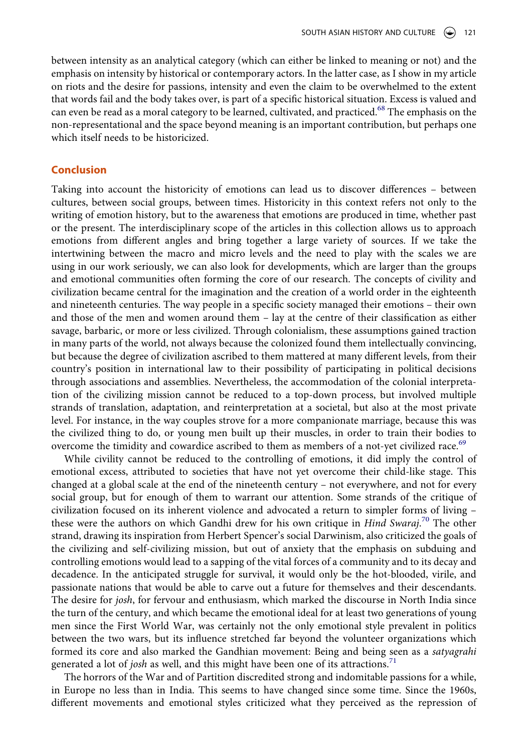between intensity as an analytical category (which can either be linked to meaning or not) and the emphasis on intensity by historical or contemporary actors. In the latter case, as I show in my article on riots and the desire for passions, intensity and even the claim to be overwhelmed to the extent that words fail and the body takes over, is part of a specific historical situation. Excess is valued and can even be read as a moral category to be learned, cultivated, and practiced.[68] The emphasis on the non-representational and the space beyond meaning is an important contribution, but perhaps one which itself needs to be historicized.

## Conclusion

Taking into account the historicity of emotions can lead us to discover differences – between cultures, between social groups, between times. Historicity in this context refers not only to the writing of emotion history, but to the awareness that emotions are produced in time, whether past or the present. The interdisciplinary scope of the articles in this collection allows us to approach emotions from different angles and bring together a large variety of sources. If we take the intertwining between the macro and micro levels and the need to play with the scales we are using in our work seriously, we can also look for developments, which are larger than the groups and emotional communities often forming the core of our research. The concepts of civility and civilization became central for the imagination and the creation of a world order in the eighteenth and nineteenth centuries. The way people in a specific society managed their emotions – their own and those of the men and women around them – lay at the centre of their classification as either savage, barbaric, or more or less civilized. Through colonialism, these assumptions gained traction in many parts of the world, not always because the colonized found them intellectually convincing, but because the degree of civilization ascribed to them mattered at many different levels, from their country's position in international law to their possibility of participating in political decisions through associations and assemblies. Nevertheless, the accommodation of the colonial interpretation of the civilizing mission cannot be reduced to a top-down process, but involved multiple strands of translation, adaptation, and reinterpretation at a societal, but also at the most private level. For instance, in the way couples strove for a more companionate marriage, because this was the civilized thing to do, or young men built up their muscles, in order to train their bodies to overcome the timidity and cowardice ascribed to them as members of a not-yet civilized race.[69]

While civility cannot be reduced to the controlling of emotions, it did imply the control of emotional excess, attributed to societies that have not yet overcome their child-like stage. This changed at a global scale at the end of the nineteenth century – not everywhere, and not for every social group, but for enough of them to warrant our attention. Some strands of the critique of civilization focused on its inherent violence and advocated a return to simpler forms of living – these were the authors on which Gandhi drew for his own critique in *Hind Swaraj*.[70] The other strand, drawing its inspiration from Herbert Spencer's social Darwinism, also criticized the goals of the civilizing and self-civilizing mission, but out of anxiety that the emphasis on subduing and controlling emotions would lead to a sapping of the vital forces of a community and to its decay and decadence. In the anticipated struggle for survival, it would only be the hot-blooded, virile, and passionate nations that would be able to carve out a future for themselves and their descendants. The desire for *josh*, for fervour and enthusiasm, which marked the discourse in North India since the turn of the century, and which became the emotional ideal for at least two generations of young men since the First World War, was certainly not the only emotional style prevalent in politics between the two wars, but its influence stretched far beyond the volunteer organizations which formed its core and also marked the Gandhian movement: Being and being seen as a *satyagrahi* generated a lot of *josh* as well, and this might have been one of its attractions.[71]

The horrors of the War and of Partition discredited strong and indomitable passions for a while, in Europe no less than in India. This seems to have changed since some time. Since the 1960s, different movements and emotional styles criticized what they perceived as the repression of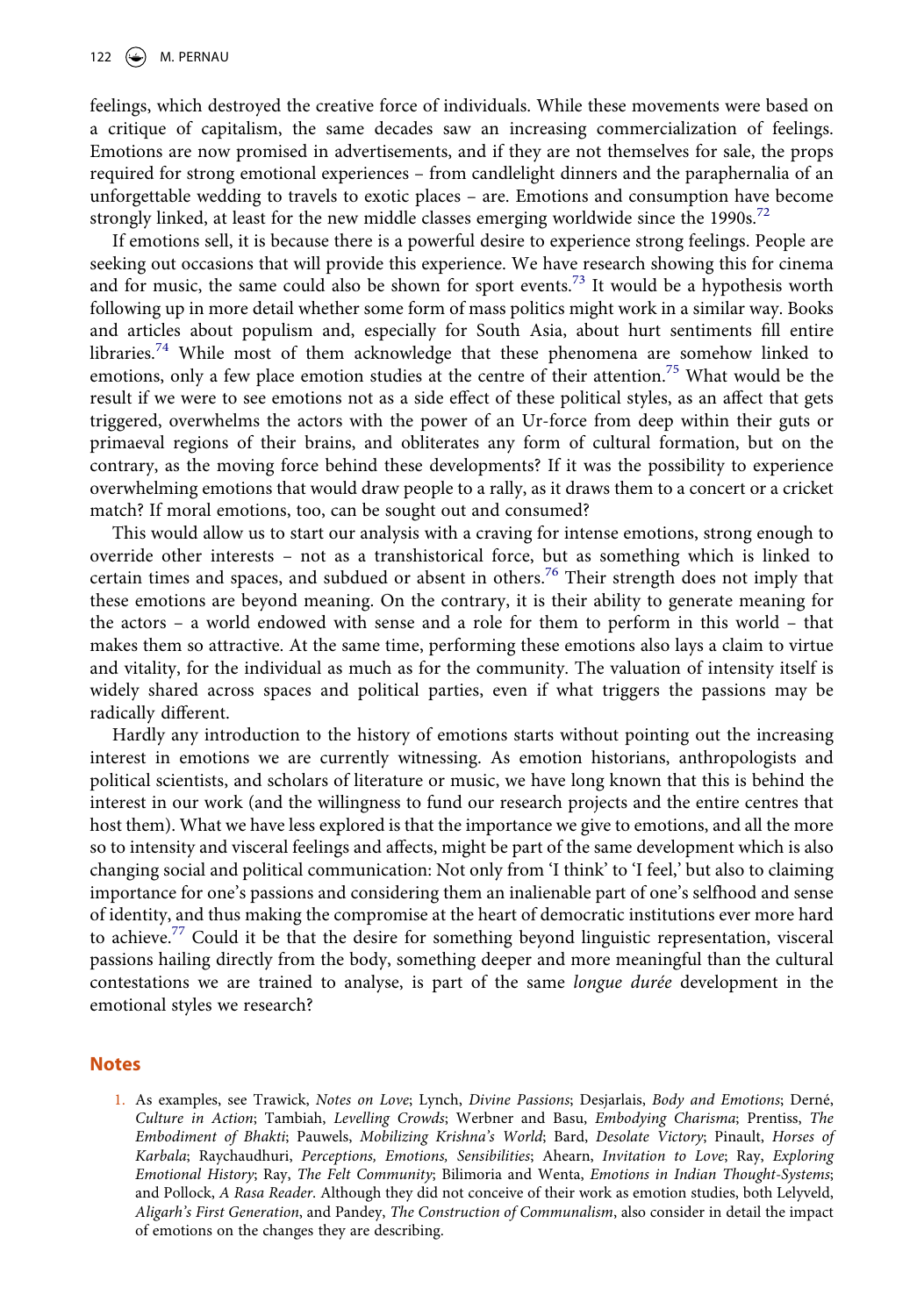feelings, which destroyed the creative force of individuals. While these movements were based on a critique of capitalism, the same decades saw an increasing commercialization of feelings. Emotions are now promised in advertisements, and if they are not themselves for sale, the props required for strong emotional experiences – from candlelight dinners and the paraphernalia of an unforgettable wedding to travels to exotic places – are. Emotions and consumption have become strongly linked, at least for the new middle classes emerging worldwide since the 1990s.[72]

If emotions sell, it is because there is a powerful desire to experience strong feelings. People are seeking out occasions that will provide this experience. We have research showing this for cinema and for music, the same could also be shown for sport events.[73] It would be a hypothesis worth following up in more detail whether some form of mass politics might work in a similar way. Books and articles about populism and, especially for South Asia, about hurt sentiments fill entire libraries.[74] While most of them acknowledge that these phenomena are somehow linked to emotions, only a few place emotion studies at the centre of their attention.[75] What would be the result if we were to see emotions not as a side effect of these political styles, as an affect that gets triggered, overwhelms the actors with the power of an Ur-force from deep within their guts or primaeval regions of their brains, and obliterates any form of cultural formation, but on the contrary, as the moving force behind these developments? If it was the possibility to experience overwhelming emotions that would draw people to a rally, as it draws them to a concert or a cricket match? If moral emotions, too, can be sought out and consumed?

This would allow us to start our analysis with a craving for intense emotions, strong enough to override other interests – not as a transhistorical force, but as something which is linked to certain times and spaces, and subdued or absent in others.[76] Their strength does not imply that these emotions are beyond meaning. On the contrary, it is their ability to generate meaning for the actors – a world endowed with sense and a role for them to perform in this world – that makes them so attractive. At the same time, performing these emotions also lays a claim to virtue and vitality, for the individual as much as for the community. The valuation of intensity itself is widely shared across spaces and political parties, even if what triggers the passions may be radically different.

Hardly any introduction to the history of emotions starts without pointing out the increasing interest in emotions we are currently witnessing. As emotion historians, anthropologists and political scientists, and scholars of literature or music, we have long known that this is behind the interest in our work (and the willingness to fund our research projects and the entire centres that host them). What we have less explored is that the importance we give to emotions, and all the more so to intensity and visceral feelings and affects, might be part of the same development which is also changing social and political communication: Not only from 'I think' to 'I feel,' but also to claiming importance for one's passions and considering them an inalienable part of one's selfhood and sense of identity, and thus making the compromise at the heart of democratic institutions ever more hard to achieve.[77] Could it be that the desire for something beyond linguistic representation, visceral passions hailing directly from the body, something deeper and more meaningful than the cultural contestations we are trained to analyse, is part of the same *longue durée* development in the emotional styles we research?

## Notes

1. As examples, see Trawick, *Notes on Love*; Lynch, *Divine Passions*; Desjarlais, *Body and Emotions*; Derné, *Culture in Action*; Tambiah, *Levelling Crowds*; Werbner and Basu, *Embodying Charisma*; Prentiss, *The Embodiment of Bhakti*; Pauwels, *Mobilizing Krishna's World*; Bard, *Desolate Victory*; Pinault, *Horses of Karbala*; Raychaudhuri, *Perceptions, Emotions, Sensibilities*; Ahearn, *Invitation to Love*; Ray, *Exploring Emotional History*; Ray, *The Felt Community*; Bilimoria and Wenta, *Emotions in Indian Thought-Systems*; and Pollock, *A Rasa Reader*. Although they did not conceive of their work as emotion studies, both Lelyveld, *Aligarh's First Generation*, and Pandey, *The Construction of Communalism*, also consider in detail the impact of emotions on the changes they are describing.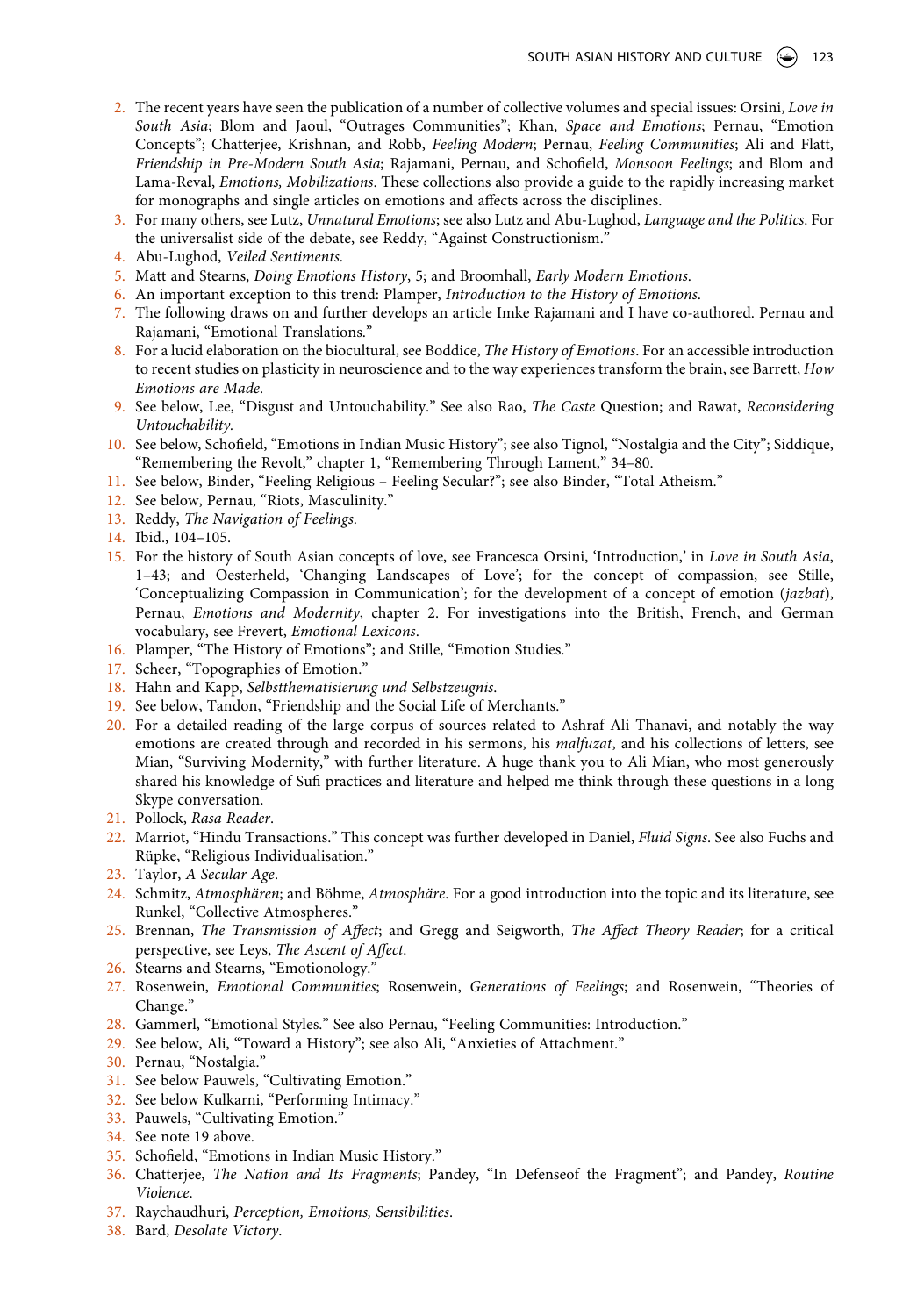2. The recent years have seen the publication of a number of collective volumes and special issues: Orsini, *Love in South Asia*; Blom and Jaoul, "Outrages Communities"; Khan, *Space and Emotions*; Pernau, "Emotion Concepts"; Chatterjee, Krishnan, and Robb, *Feeling Modern*; Pernau, *Feeling Communities*; Ali and Flatt, *Friendship in Pre-Modern South Asia*; Rajamani, Pernau, and Schofield, *Monsoon Feelings*; and Blom and Lama-Reval, *Emotions, Mobilizations*. These collections also provide a guide to the rapidly increasing market for monographs and single articles on emotions and affects across the disciplines.
3. For many others, see Lutz, *Unnatural Emotions*; see also Lutz and Abu-Lughod, *Language and the Politics*. For the universalist side of the debate, see Reddy, "Against Constructionism."
4. Abu-Lughod, *Veiled Sentiments*.
5. Matt and Stearns, *Doing Emotions History*, 5; and Broomhall, *Early Modern Emotions*.
6. An important exception to this trend: Plamper, *Introduction to the History of Emotions*.
7. The following draws on and further develops an article Imke Rajamani and I have co-authored. Pernau and Rajamani, "Emotional Translations."
8. For a lucid elaboration on the biocultural, see Boddice, *The History of Emotions*. For an accessible introduction to recent studies on plasticity in neuroscience and to the way experiences transform the brain, see Barrett, *How Emotions are Made*.
9. See below, Lee, "Disgust and Untouchability." See also Rao, *The Caste* Question; and Rawat, *Reconsidering Untouchability*.
10. See below, Schofield, "Emotions in Indian Music History"; see also Tignol, "Nostalgia and the City"; Siddique, "Remembering the Revolt," chapter 1, "Remembering Through Lament," 34–80.
11. See below, Binder, "Feeling Religious – Feeling Secular?"; see also Binder, "Total Atheism."
12. See below, Pernau, "Riots, Masculinity."
13. Reddy, *The Navigation of Feelings*.
14. Ibid., 104–105.
15. For the history of South Asian concepts of love, see Francesca Orsini, 'Introduction,' in *Love in South Asia*, 1–43; and Oesterheld, 'Changing Landscapes of Love'; for the concept of compassion, see Stille, 'Conceptualizing Compassion in Communication'; for the development of a concept of emotion (*jazbat*), Pernau, *Emotions and Modernity*, chapter 2. For investigations into the British, French, and German vocabulary, see Frevert, *Emotional Lexicons*.
16. Plamper, "The History of Emotions"; and Stille, "Emotion Studies."
17. Scheer, "Topographies of Emotion."
18. Hahn and Kapp, *Selbstthematisierung und Selbstzeugnis*.
19. See below, Tandon, "Friendship and the Social Life of Merchants."
20. For a detailed reading of the large corpus of sources related to Ashraf Ali Thanavi, and notably the way emotions are created through and recorded in his sermons, his *malfuzat*, and his collections of letters, see Mian, "Surviving Modernity," with further literature. A huge thank you to Ali Mian, who most generously shared his knowledge of Sufi practices and literature and helped me think through these questions in a long Skype conversation.
21. Pollock, *Rasa Reader*.
22. Marriot, "Hindu Transactions." This concept was further developed in Daniel, *Fluid Signs*. See also Fuchs and Rüpke, "Religious Individualisation."
23. Taylor, *A Secular Age*.
24. Schmitz, *Atmosphären*; and Böhme, *Atmosphäre*. For a good introduction into the topic and its literature, see Runkel, "Collective Atmospheres."
25. Brennan, *The Transmission of Affect*; and Gregg and Seigworth, *The Affect Theory Reader*; for a critical perspective, see Leys, *The Ascent of Affect*.
26. Stearns and Stearns, "Emotionology."
27. Rosenwein, *Emotional Communities*; Rosenwein, *Generations of Feelings*; and Rosenwein, "Theories of Change."
28. Gammerl, "Emotional Styles." See also Pernau, "Feeling Communities: Introduction."
29. See below, Ali, "Toward a History"; see also Ali, "Anxieties of Attachment."
30. Pernau, "Nostalgia."
31. See below Pauwels, "Cultivating Emotion."
32. See below Kulkarni, "Performing Intimacy."
33. Pauwels, "Cultivating Emotion."
34. See note 19 above.
35. Schofield, "Emotions in Indian Music History."
36. Chatterjee, *The Nation and Its Fragments*; Pandey, "In Defenseof the Fragment"; and Pandey, *Routine Violence*.
37. Raychaudhuri, *Perception, Emotions, Sensibilities*.
38. Bard, *Desolate Victory*.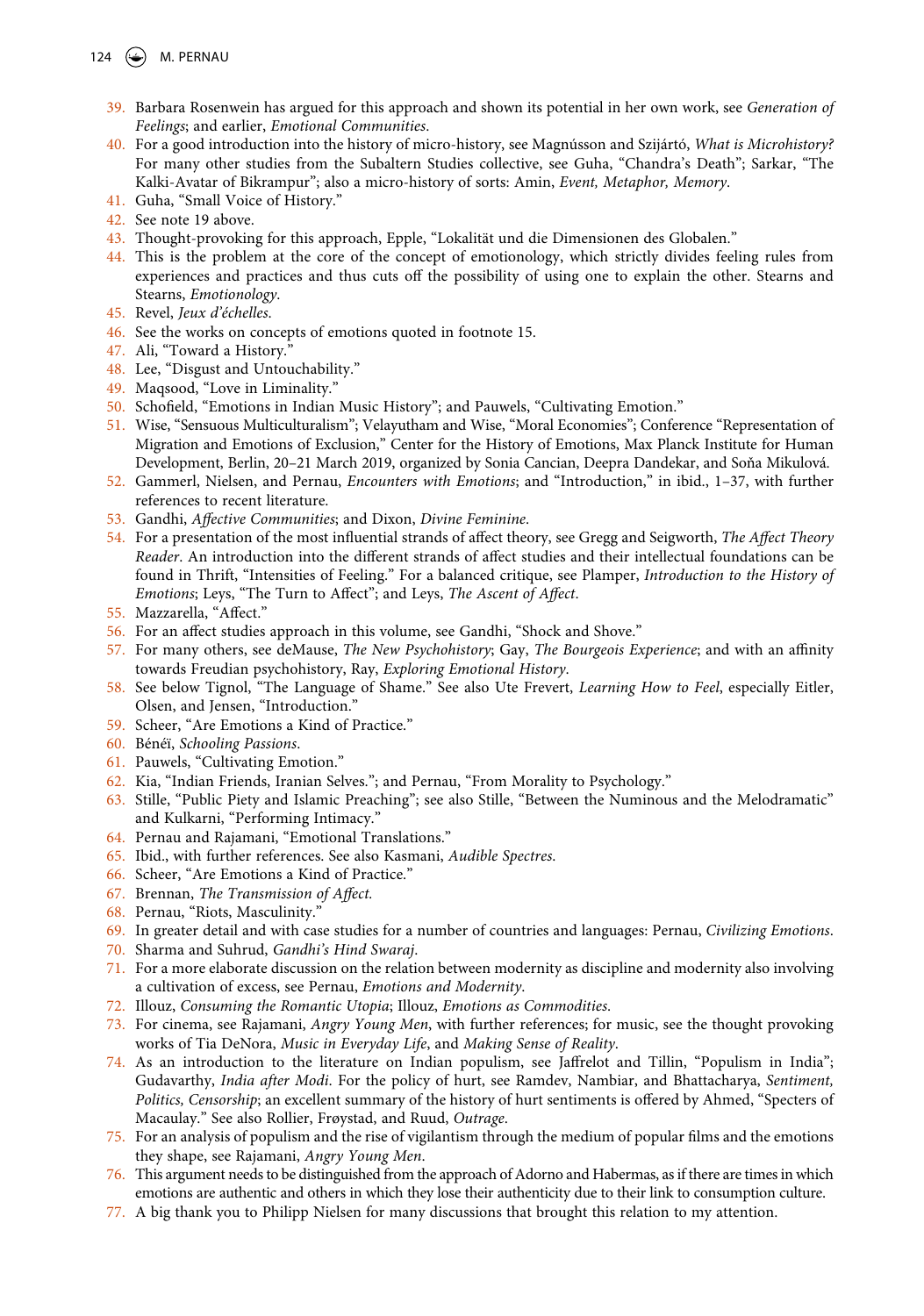39. Barbara Rosenwein has argued for this approach and shown its potential in her own work, see *Generation of Feelings*; and earlier, *Emotional Communities*.
40. For a good introduction into the history of micro-history, see Magnússon and Szijártó, *What is Microhistory?* For many other studies from the Subaltern Studies collective, see Guha, "Chandra's Death"; Sarkar, "The Kalki-Avatar of Bikrampur"; also a micro-history of sorts: Amin, *Event, Metaphor, Memory*.
41. Guha, "Small Voice of History."
42. See note 19 above.
43. Thought-provoking for this approach, Epple, "Lokalität und die Dimensionen des Globalen."
44. This is the problem at the core of the concept of emotionology, which strictly divides feeling rules from experiences and practices and thus cuts off the possibility of using one to explain the other. Stearns and Stearns, *Emotionology*.
45. Revel, *Jeux d'échelles*.
46. See the works on concepts of emotions quoted in footnote 15.
47. Ali, "Toward a History."
48. Lee, "Disgust and Untouchability."
49. Maqsood, "Love in Liminality."
50. Schofield, "Emotions in Indian Music History"; and Pauwels, "Cultivating Emotion."
51. Wise, "Sensuous Multiculturalism"; Velayutham and Wise, "Moral Economies"; Conference "Representation of Migration and Emotions of Exclusion," Center for the History of Emotions, Max Planck Institute for Human Development, Berlin, 20–21 March 2019, organized by Sonia Cancian, Deepra Dandekar, and Soňa Mikulová.
52. Gammerl, Nielsen, and Pernau, *Encounters with Emotions*; and "Introduction," in ibid., 1–37, with further references to recent literature.
53. Gandhi, *Affective Communities*; and Dixon, *Divine Feminine*.
54. For a presentation of the most influential strands of affect theory, see Gregg and Seigworth, *The Affect Theory Reader*. An introduction into the different strands of affect studies and their intellectual foundations can be found in Thrift, "Intensities of Feeling." For a balanced critique, see Plamper, *Introduction to the History of Emotions*; Leys, "The Turn to Affect"; and Leys, *The Ascent of Affect*.
55. Mazzarella, "Affect."
56. For an affect studies approach in this volume, see Gandhi, "Shock and Shove."
57. For many others, see deMause, *The New Psychohistory*; Gay, *The Bourgeois Experience*; and with an affinity towards Freudian psychohistory, Ray, *Exploring Emotional History*.
58. See below Tignol, "The Language of Shame." See also Ute Frevert, *Learning How to Feel*, especially Eitler, Olsen, and Jensen, "Introduction."
59. Scheer, "Are Emotions a Kind of Practice."
60. Bénéï, *Schooling Passions*.
61. Pauwels, "Cultivating Emotion."
62. Kia, "Indian Friends, Iranian Selves."; and Pernau, "From Morality to Psychology."
63. Stille, "Public Piety and Islamic Preaching"; see also Stille, "Between the Numinous and the Melodramatic" and Kulkarni, "Performing Intimacy."
64. Pernau and Rajamani, "Emotional Translations."
65. Ibid., with further references. See also Kasmani, *Audible Spectres*.
66. Scheer, "Are Emotions a Kind of Practice."
67. Brennan, *The Transmission of Affect*.
68. Pernau, "Riots, Masculinity."
69. In greater detail and with case studies for a number of countries and languages: Pernau, *Civilizing Emotions*.
70. Sharma and Suhrud, *Gandhi's Hind Swaraj*.
71. For a more elaborate discussion on the relation between modernity as discipline and modernity also involving a cultivation of excess, see Pernau, *Emotions and Modernity*.
72. Illouz, *Consuming the Romantic Utopia*; Illouz, *Emotions as Commodities*.
73. For cinema, see Rajamani, *Angry Young Men*, with further references; for music, see the thought provoking works of Tia DeNora, *Music in Everyday Life*, and *Making Sense of Reality*.
74. As an introduction to the literature on Indian populism, see Jaffrelot and Tillin, "Populism in India"; Gudavarthy, *India after Modi*. For the policy of hurt, see Ramdev, Nambiar, and Bhattacharya, *Sentiment, Politics, Censorship*; an excellent summary of the history of hurt sentiments is offered by Ahmed, "Specters of Macaulay." See also Rollier, Frøystad, and Ruud, *Outrage*.
75. For an analysis of populism and the rise of vigilantism through the medium of popular films and the emotions they shape, see Rajamani, *Angry Young Men*.
76. This argument needs to be distinguished from the approach of Adorno and Habermas, as if there are times in which emotions are authentic and others in which they lose their authenticity due to their link to consumption culture.
77. A big thank you to Philipp Nielsen for many discussions that brought this relation to my attention.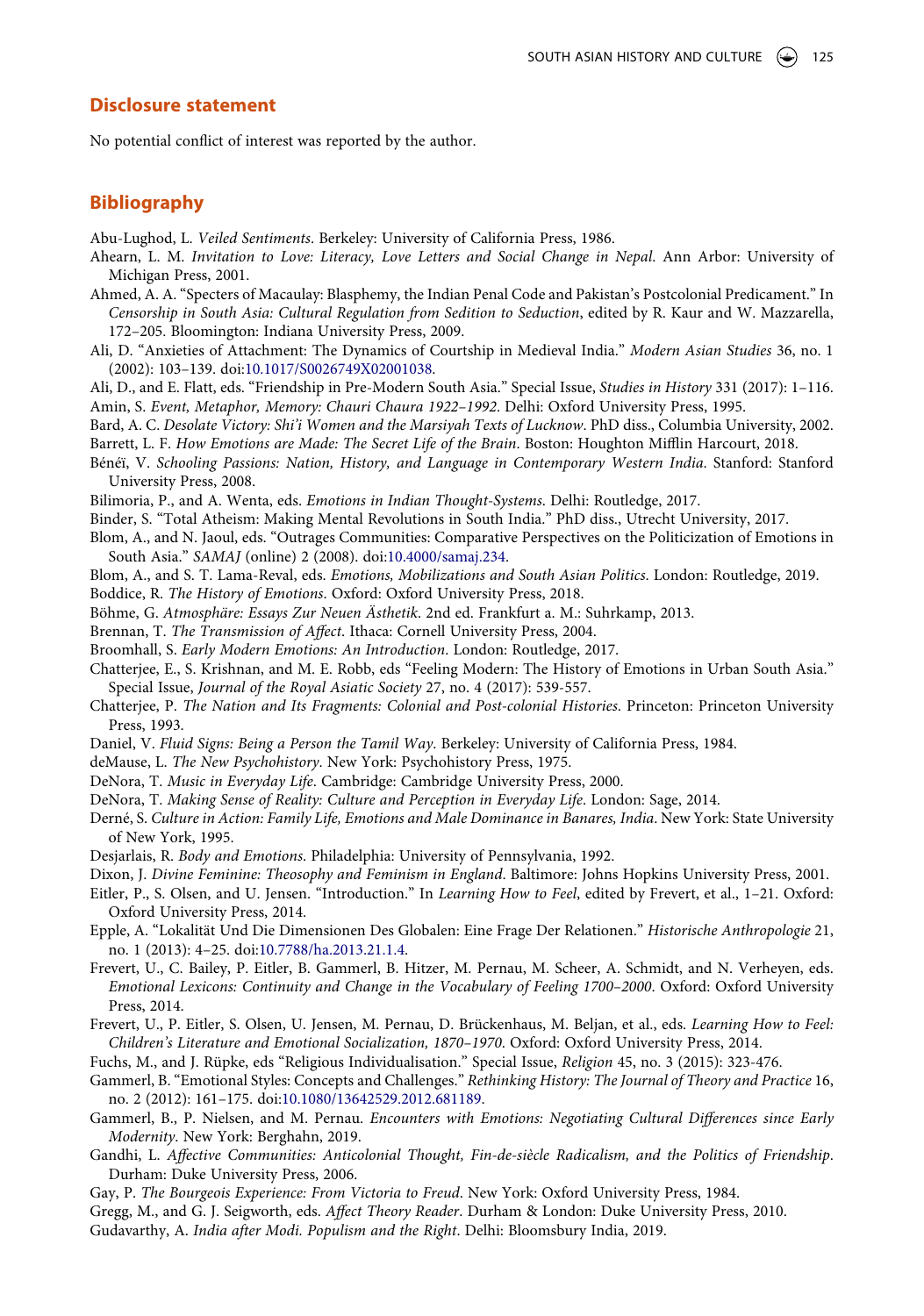## Disclosure statement

No potential conflict of interest was reported by the author.

## Bibliography

Abu-Lughod, L. *Veiled Sentiments*. Berkeley: University of California Press, 1986.

Ahearn, L. M. *Invitation to Love: Literacy, Love Letters and Social Change in Nepal*. Ann Arbor: University of Michigan Press, 2001.

Ahmed, A. A. "Specters of Macaulay: Blasphemy, the Indian Penal Code and Pakistan's Postcolonial Predicament." In *Censorship in South Asia: Cultural Regulation from Sedition to Seduction*, edited by R. Kaur and W. Mazzarella, 172–205. Bloomington: Indiana University Press, 2009.

Ali, D. "Anxieties of Attachment: The Dynamics of Courtship in Medieval India." *Modern Asian Studies* 36, no. 1 (2002): 103–139. doi:10.1017/S0026749X02001038.

Ali, D., and E. Flatt, eds. "Friendship in Pre-Modern South Asia." Special Issue, *Studies in History* 331 (2017): 1–116.

Amin, S. *Event, Metaphor, Memory: Chauri Chaura 1922–1992*. Delhi: Oxford University Press, 1995.

Bard, A. C. *Desolate Victory: Shi'i Women and the Marsiyah Texts of Lucknow*. PhD diss., Columbia University, 2002.

Barrett, L. F. *How Emotions are Made: The Secret Life of the Brain*. Boston: Houghton Mifflin Harcourt, 2018.

Bénéï, V. *Schooling Passions: Nation, History, and Language in Contemporary Western India*. Stanford: Stanford University Press, 2008.

Bilimoria, P., and A. Wenta, eds. *Emotions in Indian Thought-Systems*. Delhi: Routledge, 2017.

Binder, S. "Total Atheism: Making Mental Revolutions in South India." PhD diss., Utrecht University, 2017.

Blom, A., and N. Jaoul, eds. "Outrages Communities: Comparative Perspectives on the Politicization of Emotions in South Asia." *SAMAJ* (online) 2 (2008). doi:10.4000/samaj.234.

Blom, A., and S. T. Lama-Reval, eds. *Emotions, Mobilizations and South Asian Politics*. London: Routledge, 2019.

Boddice, R. *The History of Emotions*. Oxford: Oxford University Press, 2018.

Böhme, G. *Atmosphäre: Essays Zur Neuen Ästhetik*. 2nd ed. Frankfurt a. M.: Suhrkamp, 2013.

Brennan, T. *The Transmission of Affect*. Ithaca: Cornell University Press, 2004.

Broomhall, S. *Early Modern Emotions: An Introduction*. London: Routledge, 2017.

Chatterjee, E., S. Krishnan, and M. E. Robb, eds "Feeling Modern: The History of Emotions in Urban South Asia." Special Issue, *Journal of the Royal Asiatic Society* 27, no. 4 (2017): 539-557.

Chatterjee, P. *The Nation and Its Fragments: Colonial and Post-colonial Histories*. Princeton: Princeton University Press, 1993.

Daniel, V. *Fluid Signs: Being a Person the Tamil Way*. Berkeley: University of California Press, 1984.

deMause, L. *The New Psychohistory*. New York: Psychohistory Press, 1975.

DeNora, T. *Music in Everyday Life*. Cambridge: Cambridge University Press, 2000.

DeNora, T. *Making Sense of Reality: Culture and Perception in Everyday Life*. London: Sage, 2014.

Derné, S. *Culture in Action: Family Life, Emotions and Male Dominance in Banares, India*. New York: State University of New York, 1995.

Desjarlais, R. *Body and Emotions*. Philadelphia: University of Pennsylvania, 1992.

Dixon, J. *Divine Feminine: Theosophy and Feminism in England*. Baltimore: Johns Hopkins University Press, 2001.

Eitler, P., S. Olsen, and U. Jensen. "Introduction." In *Learning How to Feel*, edited by Frevert, et al., 1–21. Oxford: Oxford University Press, 2014.

Epple, A. "Lokalität Und Die Dimensionen Des Globalen: Eine Frage Der Relationen." *Historische Anthropologie* 21, no. 1 (2013): 4–25. doi:10.7788/ha.2013.21.1.4.

Frevert, U., C. Bailey, P. Eitler, B. Gammerl, B. Hitzer, M. Pernau, M. Scheer, A. Schmidt, and N. Verheyen, eds. *Emotional Lexicons: Continuity and Change in the Vocabulary of Feeling 1700–2000*. Oxford: Oxford University Press, 2014.

Frevert, U., P. Eitler, S. Olsen, U. Jensen, M. Pernau, D. Brückenhaus, M. Beljan, et al., eds. *Learning How to Feel: Children's Literature and Emotional Socialization, 1870–1970*. Oxford: Oxford University Press, 2014.

Fuchs, M., and J. Rüpke, eds "Religious Individualisation." Special Issue, *Religion* 45, no. 3 (2015): 323-476.

Gammerl, B. "Emotional Styles: Concepts and Challenges." *Rethinking History: The Journal of Theory and Practice* 16, no. 2 (2012): 161–175. doi:10.1080/13642529.2012.681189.

Gammerl, B., P. Nielsen, and M. Pernau. *Encounters with Emotions: Negotiating Cultural Differences since Early Modernity*. New York: Berghahn, 2019.

Gandhi, L. *Affective Communities: Anticolonial Thought, Fin-de-siècle Radicalism, and the Politics of Friendship*. Durham: Duke University Press, 2006.

Gay, P. *The Bourgeois Experience: From Victoria to Freud*. New York: Oxford University Press, 1984.

Gregg, M., and G. J. Seigworth, eds. *Affect Theory Reader*. Durham & London: Duke University Press, 2010.

Gudavarthy, A. *India after Modi. Populism and the Right*. Delhi: Bloomsbury India, 2019.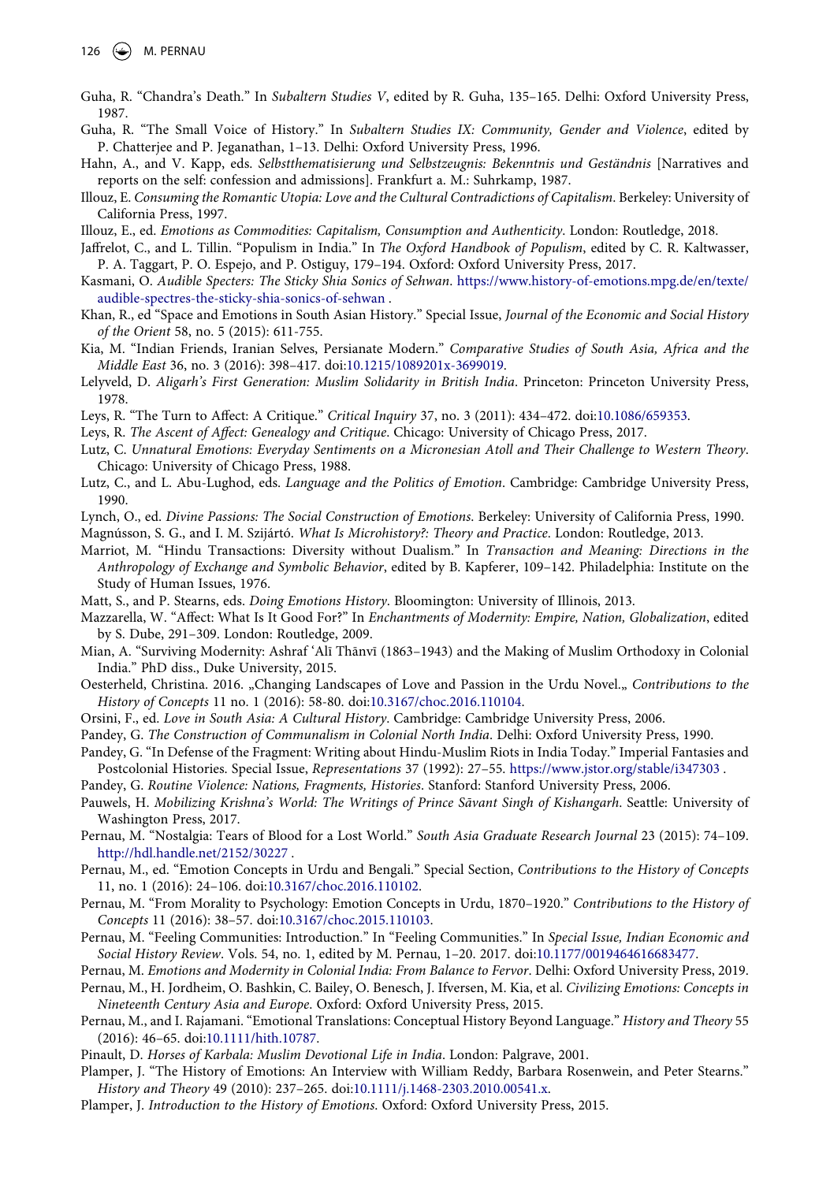Guha, R. "Chandra's Death." In *Subaltern Studies V*, edited by R. Guha, 135–165. Delhi: Oxford University Press, 1987.

Guha, R. "The Small Voice of History." In *Subaltern Studies IX: Community, Gender and Violence*, edited by P. Chatterjee and P. Jeganathan, 1–13. Delhi: Oxford University Press, 1996.

Hahn, A., and V. Kapp, eds. *Selbstthematisierung und Selbstzeugnis: Bekenntnis und Geständnis* [Narratives and reports on the self: confession and admissions]. Frankfurt a. M.: Suhrkamp, 1987.

Illouz, E. *Consuming the Romantic Utopia: Love and the Cultural Contradictions of Capitalism*. Berkeley: University of California Press, 1997.

Illouz, E., ed. *Emotions as Commodities: Capitalism, Consumption and Authenticity*. London: Routledge, 2018.

Jaffrelot, C., and L. Tillin. "Populism in India." In *The Oxford Handbook of Populism*, edited by C. R. Kaltwasser, P. A. Taggart, P. O. Espejo, and P. Ostiguy, 179–194. Oxford: Oxford University Press, 2017.

Kasmani, O. *Audible Specters: The Sticky Shia Sonics of Sehwan*. https://www.history-of-emotions.mpg.de/en/texte/audible-spectres-the-sticky-shia-sonics-of-sehwan .

Khan, R., ed "Space and Emotions in South Asian History." Special Issue, *Journal of the Economic and Social History of the Orient* 58, no. 5 (2015): 611-755.

Kia, M. "Indian Friends, Iranian Selves, Persianate Modern." *Comparative Studies of South Asia, Africa and the Middle East* 36, no. 3 (2016): 398–417. doi:10.1215/1089201x-3699019.

Lelyveld, D. *Aligarh's First Generation: Muslim Solidarity in British India*. Princeton: Princeton University Press, 1978.

Leys, R. "The Turn to Affect: A Critique." *Critical Inquiry* 37, no. 3 (2011): 434–472. doi:10.1086/659353.

Leys, R. *The Ascent of Affect: Genealogy and Critique*. Chicago: University of Chicago Press, 2017.

Lutz, C. *Unnatural Emotions: Everyday Sentiments on a Micronesian Atoll and Their Challenge to Western Theory*. Chicago: University of Chicago Press, 1988.

Lutz, C., and L. Abu-Lughod, eds. *Language and the Politics of Emotion*. Cambridge: Cambridge University Press, 1990.

Lynch, O., ed. *Divine Passions: The Social Construction of Emotions*. Berkeley: University of California Press, 1990.

Magnússon, S. G., and I. M. Szijártó. *What Is Microhistory?: Theory and Practice*. London: Routledge, 2013.

Marriot, M. "Hindu Transactions: Diversity without Dualism." In *Transaction and Meaning: Directions in the Anthropology of Exchange and Symbolic Behavior*, edited by B. Kapferer, 109–142. Philadelphia: Institute on the Study of Human Issues, 1976.

Matt, S., and P. Stearns, eds. *Doing Emotions History*. Bloomington: University of Illinois, 2013.

Mazzarella, W. "Affect: What Is It Good For?" In *Enchantments of Modernity: Empire, Nation, Globalization*, edited by S. Dube, 291–309. London: Routledge, 2009.

Mian, A. "Surviving Modernity: Ashraf ʿAlī Thānvī (1863–1943) and the Making of Muslim Orthodoxy in Colonial India." PhD diss., Duke University, 2015.

Oesterheld, Christina. 2016. „Changing Landscapes of Love and Passion in the Urdu Novel.„ *Contributions to the History of Concepts* 11 no. 1 (2016): 58-80. doi:10.3167/choc.2016.110104.

Orsini, F., ed. *Love in South Asia: A Cultural History*. Cambridge: Cambridge University Press, 2006.

Pandey, G. *The Construction of Communalism in Colonial North India*. Delhi: Oxford University Press, 1990.

Pandey, G. "In Defense of the Fragment: Writing about Hindu-Muslim Riots in India Today." Imperial Fantasies and Postcolonial Histories. Special Issue, *Representations* 37 (1992): 27–55. https://www.jstor.org/stable/i347303 .

Pandey, G. *Routine Violence: Nations, Fragments, Histories*. Stanford: Stanford University Press, 2006.

Pauwels, H. *Mobilizing Krishna's World: The Writings of Prince Sāvant Singh of Kishangarh*. Seattle: University of Washington Press, 2017.

Pernau, M. "Nostalgia: Tears of Blood for a Lost World." *South Asia Graduate Research Journal* 23 (2015): 74–109. http://hdl.handle.net/2152/30227 .

Pernau, M., ed. "Emotion Concepts in Urdu and Bengali." Special Section, *Contributions to the History of Concepts* 11, no. 1 (2016): 24–106. doi:10.3167/choc.2016.110102.

Pernau, M. "From Morality to Psychology: Emotion Concepts in Urdu, 1870–1920." *Contributions to the History of Concepts* 11 (2016): 38–57. doi:10.3167/choc.2015.110103.

Pernau, M. "Feeling Communities: Introduction." In "Feeling Communities." In *Special Issue, Indian Economic and Social History Review*. Vols. 54, no. 1, edited by M. Pernau, 1–20. 2017. doi:10.1177/0019464616683477.

Pernau, M. *Emotions and Modernity in Colonial India: From Balance to Fervor*. Delhi: Oxford University Press, 2019.

Pernau, M., H. Jordheim, O. Bashkin, C. Bailey, O. Benesch, J. Ifversen, M. Kia, et al. *Civilizing Emotions: Concepts in Nineteenth Century Asia and Europe*. Oxford: Oxford University Press, 2015.

Pernau, M., and I. Rajamani. "Emotional Translations: Conceptual History Beyond Language." *History and Theory* 55 (2016): 46–65. doi:10.1111/hith.10787.

Pinault, D. *Horses of Karbala: Muslim Devotional Life in India*. London: Palgrave, 2001.

Plamper, J. "The History of Emotions: An Interview with William Reddy, Barbara Rosenwein, and Peter Stearns." *History and Theory* 49 (2010): 237–265. doi:10.1111/j.1468-2303.2010.00541.x.

Plamper, J. *Introduction to the History of Emotions*. Oxford: Oxford University Press, 2015.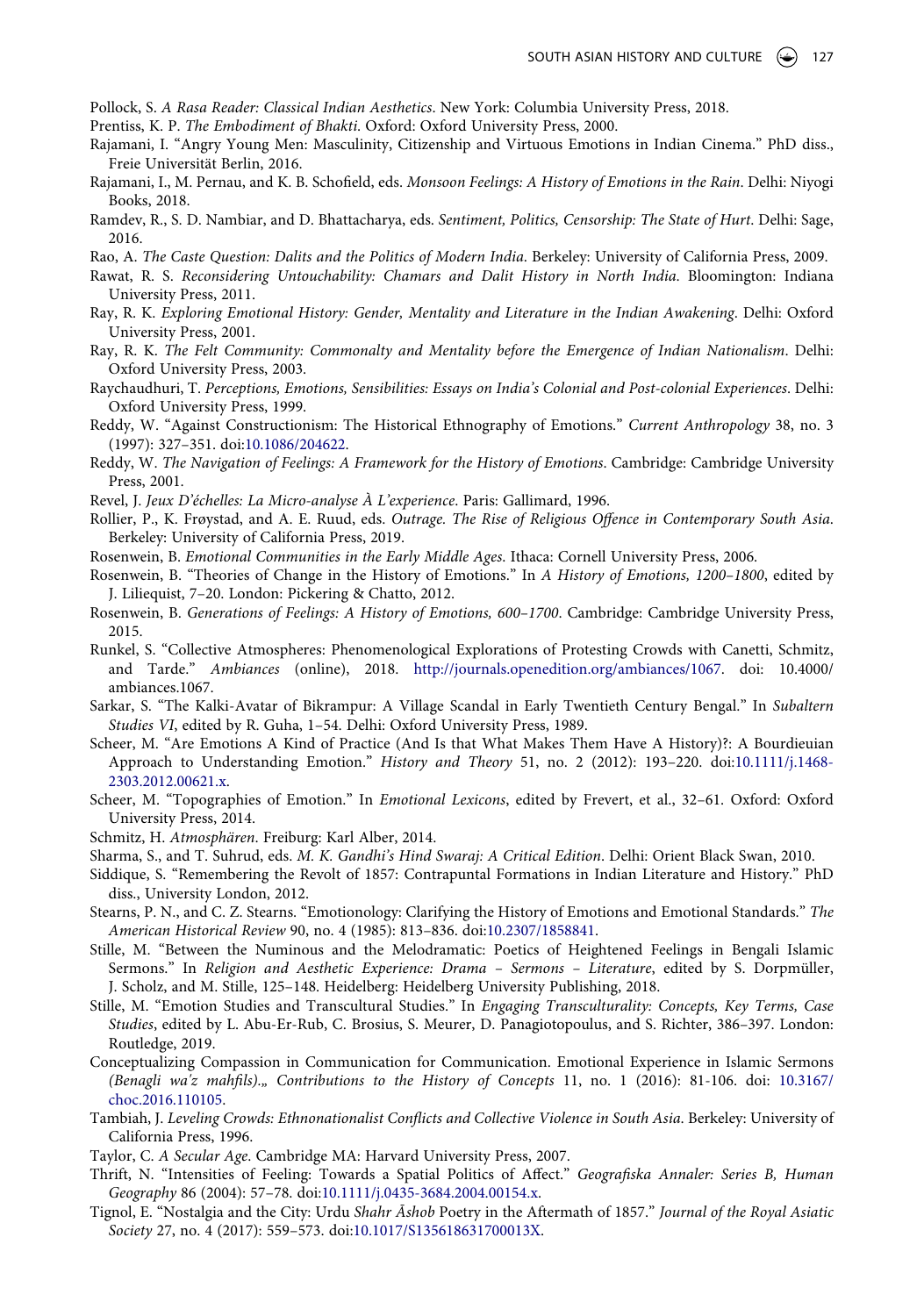Pollock, S. *A Rasa Reader: Classical Indian Aesthetics*. New York: Columbia University Press, 2018.

Prentiss, K. P. *The Embodiment of Bhakti*. Oxford: Oxford University Press, 2000.

Rajamani, I. "Angry Young Men: Masculinity, Citizenship and Virtuous Emotions in Indian Cinema." PhD diss., Freie Universität Berlin, 2016.

Rajamani, I., M. Pernau, and K. B. Schofield, eds. *Monsoon Feelings: A History of Emotions in the Rain*. Delhi: Niyogi Books, 2018.

Ramdev, R., S. D. Nambiar, and D. Bhattacharya, eds. *Sentiment, Politics, Censorship: The State of Hurt*. Delhi: Sage, 2016.

Rao, A. *The Caste Question: Dalits and the Politics of Modern India*. Berkeley: University of California Press, 2009.

Rawat, R. S. *Reconsidering Untouchability: Chamars and Dalit History in North India*. Bloomington: Indiana University Press, 2011.

Ray, R. K. *Exploring Emotional History: Gender, Mentality and Literature in the Indian Awakening*. Delhi: Oxford University Press, 2001.

Ray, R. K. *The Felt Community: Commonalty and Mentality before the Emergence of Indian Nationalism*. Delhi: Oxford University Press, 2003.

Raychaudhuri, T. *Perceptions, Emotions, Sensibilities: Essays on India's Colonial and Post-colonial Experiences*. Delhi: Oxford University Press, 1999.

Reddy, W. "Against Constructionism: The Historical Ethnography of Emotions." *Current Anthropology* 38, no. 3 (1997): 327–351. doi:10.1086/204622.

Reddy, W. *The Navigation of Feelings: A Framework for the History of Emotions*. Cambridge: Cambridge University Press, 2001.

Revel, J. *Jeux D'échelles: La Micro-analyse À L'experience*. Paris: Gallimard, 1996.

Rollier, P., K. Frøystad, and A. E. Ruud, eds. *Outrage. The Rise of Religious Offence in Contemporary South Asia*. Berkeley: University of California Press, 2019.

Rosenwein, B. *Emotional Communities in the Early Middle Ages*. Ithaca: Cornell University Press, 2006.

Rosenwein, B. "Theories of Change in the History of Emotions." In *A History of Emotions, 1200–1800*, edited by J. Liliequist, 7–20. London: Pickering & Chatto, 2012.

Rosenwein, B. *Generations of Feelings: A History of Emotions, 600–1700*. Cambridge: Cambridge University Press, 2015.

Runkel, S. "Collective Atmospheres: Phenomenological Explorations of Protesting Crowds with Canetti, Schmitz, and Tarde." *Ambiances* (online), 2018. http://journals.openedition.org/ambiances/1067. doi: 10.4000/ambiances.1067.

Sarkar, S. "The Kalki-Avatar of Bikrampur: A Village Scandal in Early Twentieth Century Bengal." In *Subaltern Studies VI*, edited by R. Guha, 1–54. Delhi: Oxford University Press, 1989.

Scheer, M. "Are Emotions A Kind of Practice (And Is that What Makes Them Have A History)?: A Bourdieuian Approach to Understanding Emotion." *History and Theory* 51, no. 2 (2012): 193–220. doi:10.1111/j.1468-2303.2012.00621.x.

Scheer, M. "Topographies of Emotion." In *Emotional Lexicons*, edited by Frevert, et al., 32–61. Oxford: Oxford University Press, 2014.

Schmitz, H. *Atmosphären*. Freiburg: Karl Alber, 2014.

Sharma, S., and T. Suhrud, eds. *M. K. Gandhi's Hind Swaraj: A Critical Edition*. Delhi: Orient Black Swan, 2010.

Siddique, S. "Remembering the Revolt of 1857: Contrapuntal Formations in Indian Literature and History." PhD diss., University London, 2012.

Stearns, P. N., and C. Z. Stearns. "Emotionology: Clarifying the History of Emotions and Emotional Standards." *The American Historical Review* 90, no. 4 (1985): 813–836. doi:10.2307/1858841.

Stille, M. "Between the Numinous and the Melodramatic: Poetics of Heightened Feelings in Bengali Islamic Sermons." In *Religion and Aesthetic Experience: Drama – Sermons – Literature*, edited by S. Dorpmüller, J. Scholz, and M. Stille, 125–148. Heidelberg: Heidelberg University Publishing, 2018.

Stille, M. "Emotion Studies and Transcultural Studies." In *Engaging Transculturality: Concepts, Key Terms, Case Studies*, edited by L. Abu-Er-Rub, C. Brosius, S. Meurer, D. Panagiotopoulus, and S. Richter, 386–397. London: Routledge, 2019.

Conceptualizing Compassion in Communication for Communication. Emotional Experience in Islamic Sermons *(Benagli wa'z mahfils).„ Contributions to the History of Concepts* 11, no. 1 (2016): 81-106. doi: 10.3167/choc.2016.110105.

Tambiah, J. *Leveling Crowds: Ethnonationalist Conflicts and Collective Violence in South Asia*. Berkeley: University of California Press, 1996.

Taylor, C. *A Secular Age*. Cambridge MA: Harvard University Press, 2007.

Thrift, N. "Intensities of Feeling: Towards a Spatial Politics of Affect." *Geografiska Annaler: Series B, Human Geography* 86 (2004): 57–78. doi:10.1111/j.0435-3684.2004.00154.x.

Tignol, E. "Nostalgia and the City: Urdu *Shahr Āshob* Poetry in the Aftermath of 1857." *Journal of the Royal Asiatic Society* 27, no. 4 (2017): 559–573. doi:10.1017/S135618631700013X.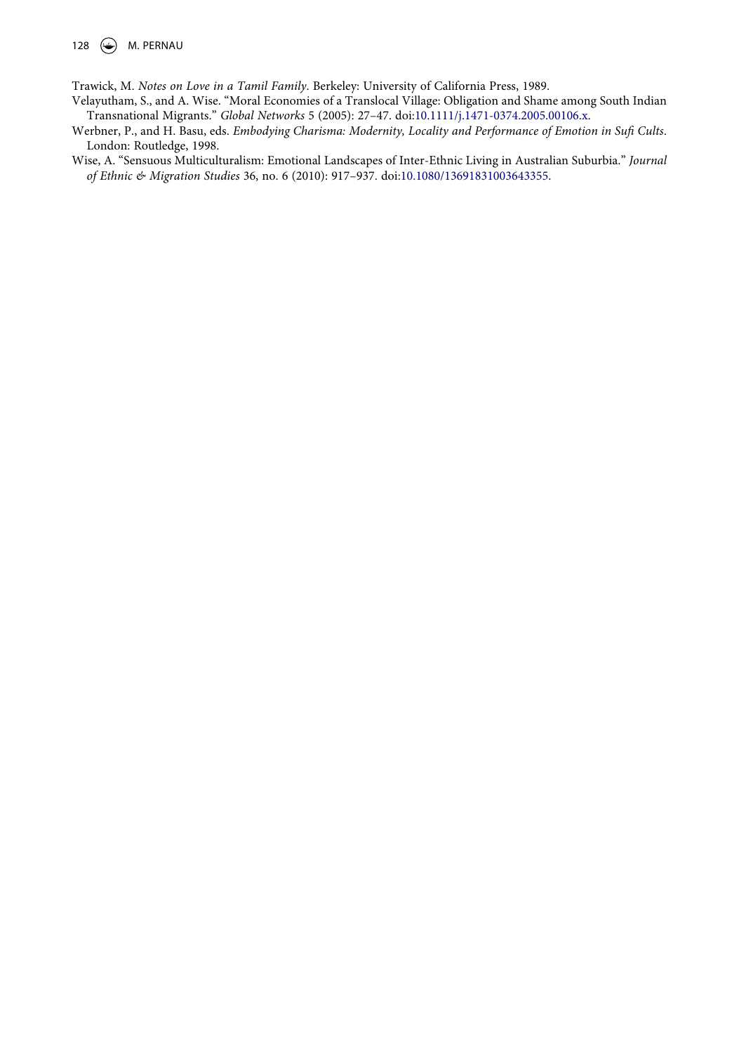Trawick, M. *Notes on Love in a Tamil Family*. Berkeley: University of California Press, 1989.

Velayutham, S., and A. Wise. "Moral Economies of a Translocal Village: Obligation and Shame among South Indian Transnational Migrants." *Global Networks* 5 (2005): 27–47. doi:10.1111/j.1471-0374.2005.00106.x.

Werbner, P., and H. Basu, eds. *Embodying Charisma: Modernity, Locality and Performance of Emotion in Sufi Cults*. London: Routledge, 1998.

Wise, A. "Sensuous Multiculturalism: Emotional Landscapes of Inter-Ethnic Living in Australian Suburbia." *Journal of Ethnic & Migration Studies* 36, no. 6 (2010): 917–937. doi:10.1080/13691831003643355.